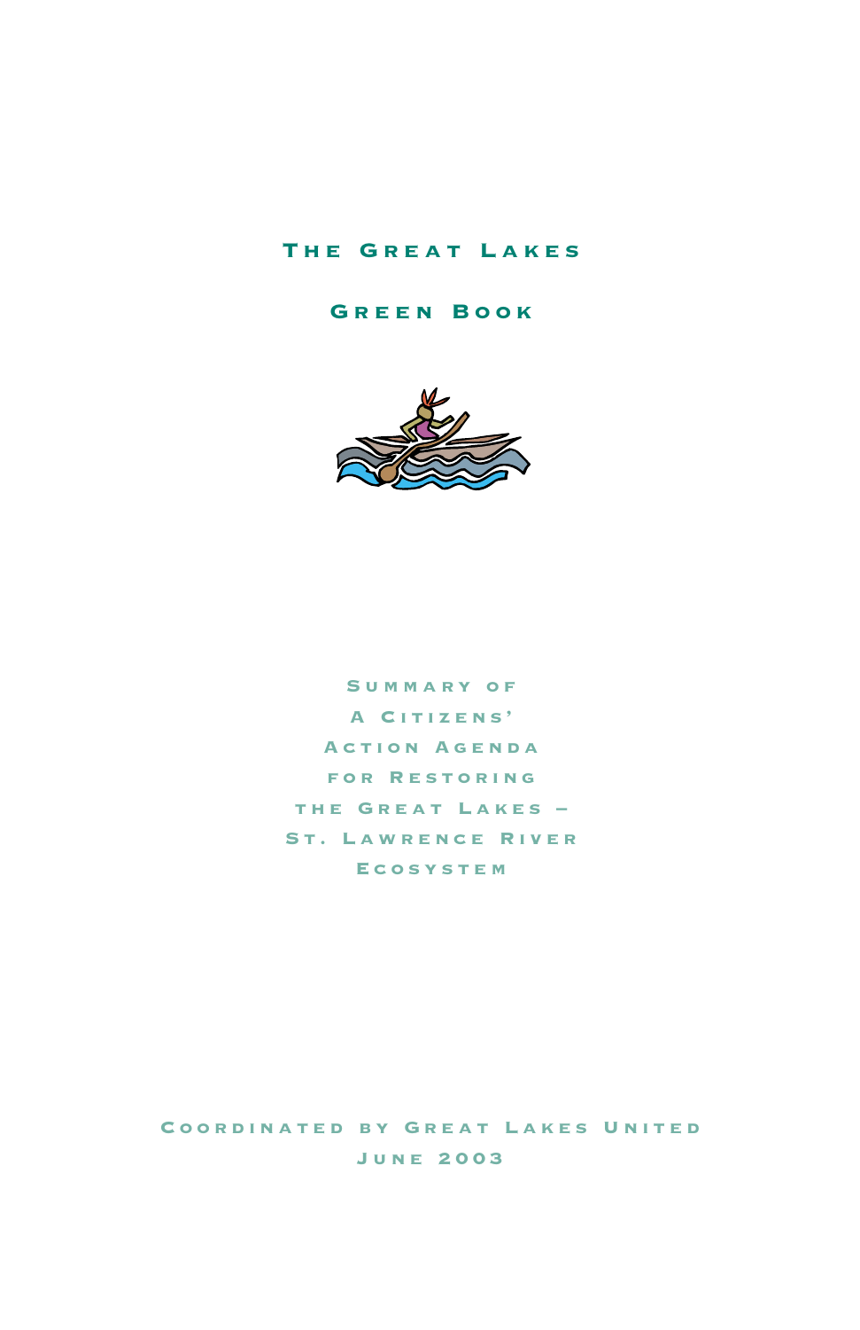# The Great Lakes

# Green Book

Summary of
A Citizens'
Action Agenda
for Restoring
the Great Lakes –
St. Lawrence River
Ecosystem

Coordinated by Great Lakes United
June 2003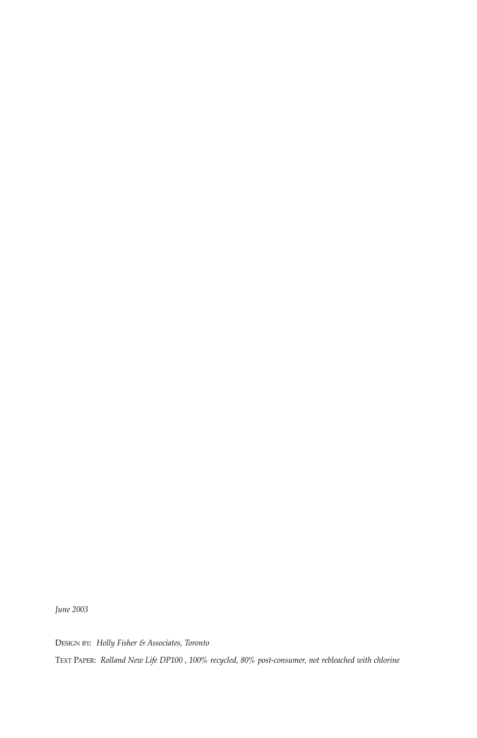*June 2003*

DESIGN BY: *Holly Fisher & Associates, Toronto*

TEXT PAPER: *Rolland New Life DP100 , 100% recycled, 80% post-consumer, not rebleached with chlorine*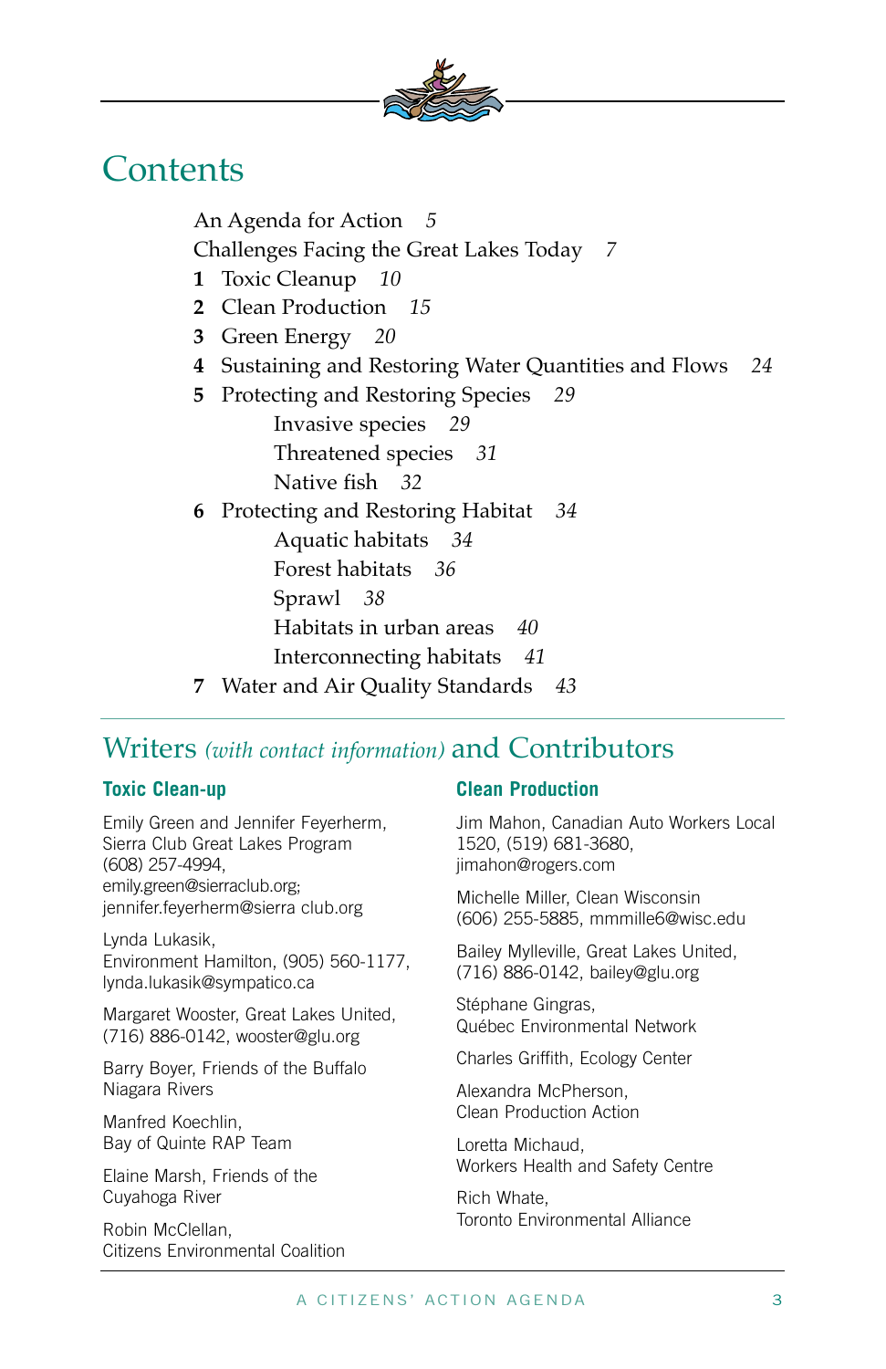# Contents

An Agenda for Action *5*

Challenges Facing the Great Lakes Today *7*

**1** Toxic Cleanup *10*

**2** Clean Production *15*

**3** Green Energy *20*

**4** Sustaining and Restoring Water Quantities and Flows *24*

**5** Protecting and Restoring Species *29*

- Invasive species *29*
- Threatened species *31*
- Native fish *32*

**6** Protecting and Restoring Habitat *34*

- Aquatic habitats *34*
- Forest habitats *36*
- Sprawl *38*
- Habitats in urban areas *40*
- Interconnecting habitats *41*

**7** Water and Air Quality Standards *43*

## Writers *(with contact information)* and Contributors

### Toxic Clean-up

Emily Green and Jennifer Feyerherm, Sierra Club Great Lakes Program (608) 257-4994, emily.green@sierraclub.org; jennifer.feyerherm@sierra club.org

Lynda Lukasik, Environment Hamilton, (905) 560-1177, lynda.lukasik@sympatico.ca

Margaret Wooster, Great Lakes United, (716) 886-0142, wooster@glu.org

Barry Boyer, Friends of the Buffalo Niagara Rivers

Manfred Koechlin, Bay of Quinte RAP Team

Elaine Marsh, Friends of the Cuyahoga River

Robin McClellan, Citizens Environmental Coalition

### Clean Production

Jim Mahon, Canadian Auto Workers Local 1520, (519) 681-3680, jimahon@rogers.com

Michelle Miller, Clean Wisconsin (606) 255-5885, mmmille6@wisc.edu

Bailey Mylleville, Great Lakes United, (716) 886-0142, bailey@glu.org

Stéphane Gingras, Québec Environmental Network

Charles Griffith, Ecology Center

Alexandra McPherson, Clean Production Action

Loretta Michaud, Workers Health and Safety Centre

Rich Whate, Toronto Environmental Alliance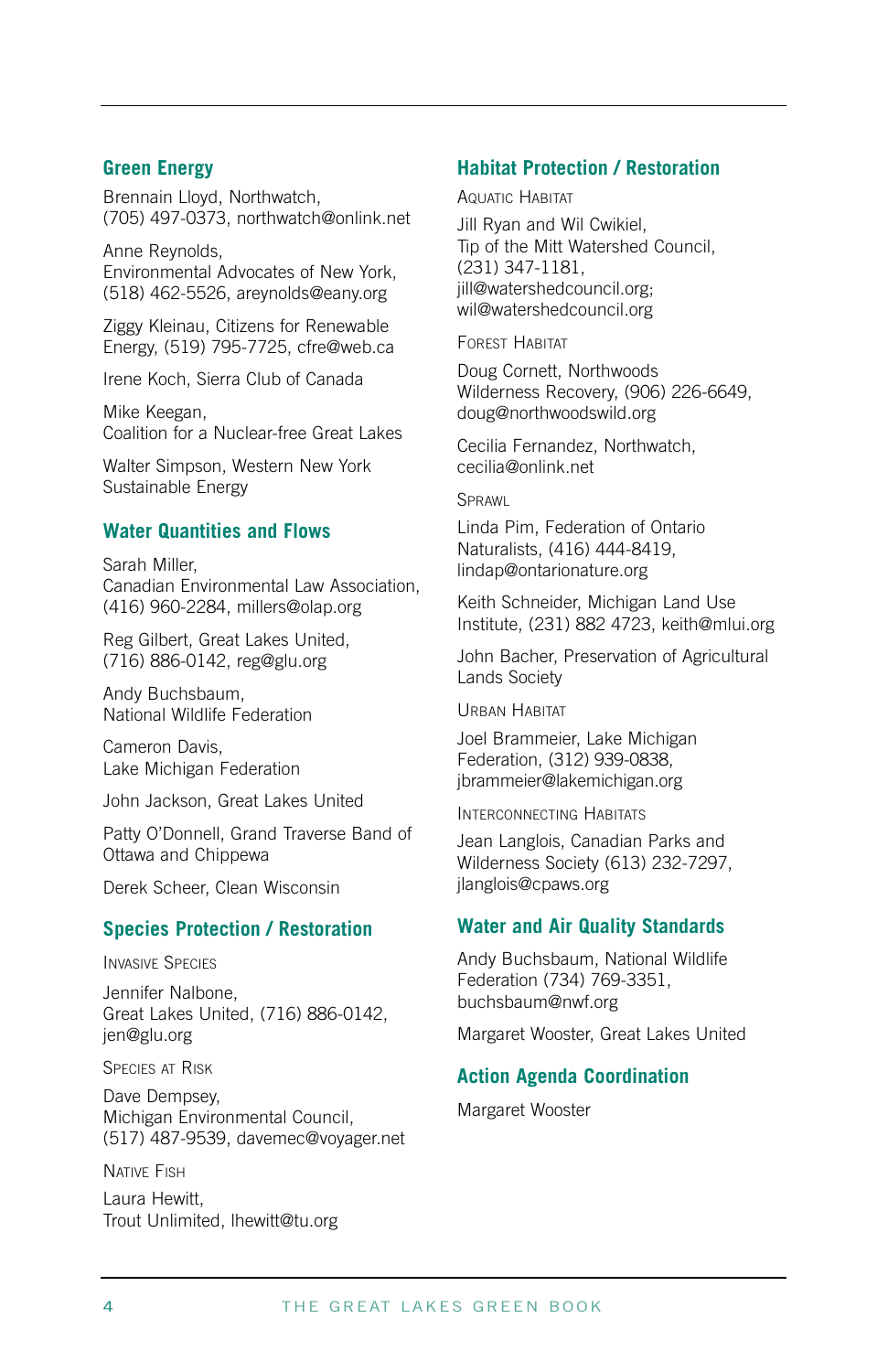## Green Energy

Brennain Lloyd, Northwatch, (705) 497-0373, northwatch@onlink.net

Anne Reynolds, Environmental Advocates of New York, (518) 462-5526, areynolds@eany.org

Ziggy Kleinau, Citizens for Renewable Energy, (519) 795-7725, cfre@web.ca

Irene Koch, Sierra Club of Canada

Mike Keegan, Coalition for a Nuclear-free Great Lakes

Walter Simpson, Western New York Sustainable Energy

## Water Quantities and Flows

Sarah Miller, Canadian Environmental Law Association, (416) 960-2284, millers@olap.org

Reg Gilbert, Great Lakes United, (716) 886-0142, reg@glu.org

Andy Buchsbaum, National Wildlife Federation

Cameron Davis, Lake Michigan Federation

John Jackson, Great Lakes United

Patty O'Donnell, Grand Traverse Band of Ottawa and Chippewa

Derek Scheer, Clean Wisconsin

## Species Protection / Restoration

### Invasive Species

Jennifer Nalbone, Great Lakes United, (716) 886-0142, jen@glu.org

### Species at Risk

Dave Dempsey, Michigan Environmental Council, (517) 487-9539, davemec@voyager.net

### Native Fish

Laura Hewitt, Trout Unlimited, lhewitt@tu.org

## Habitat Protection / Restoration

### Aquatic Habitat

Jill Ryan and Wil Cwikiel, Tip of the Mitt Watershed Council, (231) 347-1181, jill@watershedcouncil.org; wil@watershedcouncil.org

### Forest Habitat

Doug Cornett, Northwoods Wilderness Recovery, (906) 226-6649, doug@northwoodswild.org

Cecilia Fernandez, Northwatch, cecilia@onlink.net

### Sprawl

Linda Pim, Federation of Ontario Naturalists, (416) 444-8419, lindap@ontarionature.org

Keith Schneider, Michigan Land Use Institute, (231) 882 4723, keith@mlui.org

John Bacher, Preservation of Agricultural Lands Society

### Urban Habitat

Joel Brammeier, Lake Michigan Federation, (312) 939-0838, jbrammeier@lakemichigan.org

### Interconnecting Habitats

Jean Langlois, Canadian Parks and Wilderness Society (613) 232-7297, jlanglois@cpaws.org

## Water and Air Quality Standards

Andy Buchsbaum, National Wildlife Federation (734) 769-3351, buchsbaum@nwf.org

Margaret Wooster, Great Lakes United

## Action Agenda Coordination

Margaret Wooster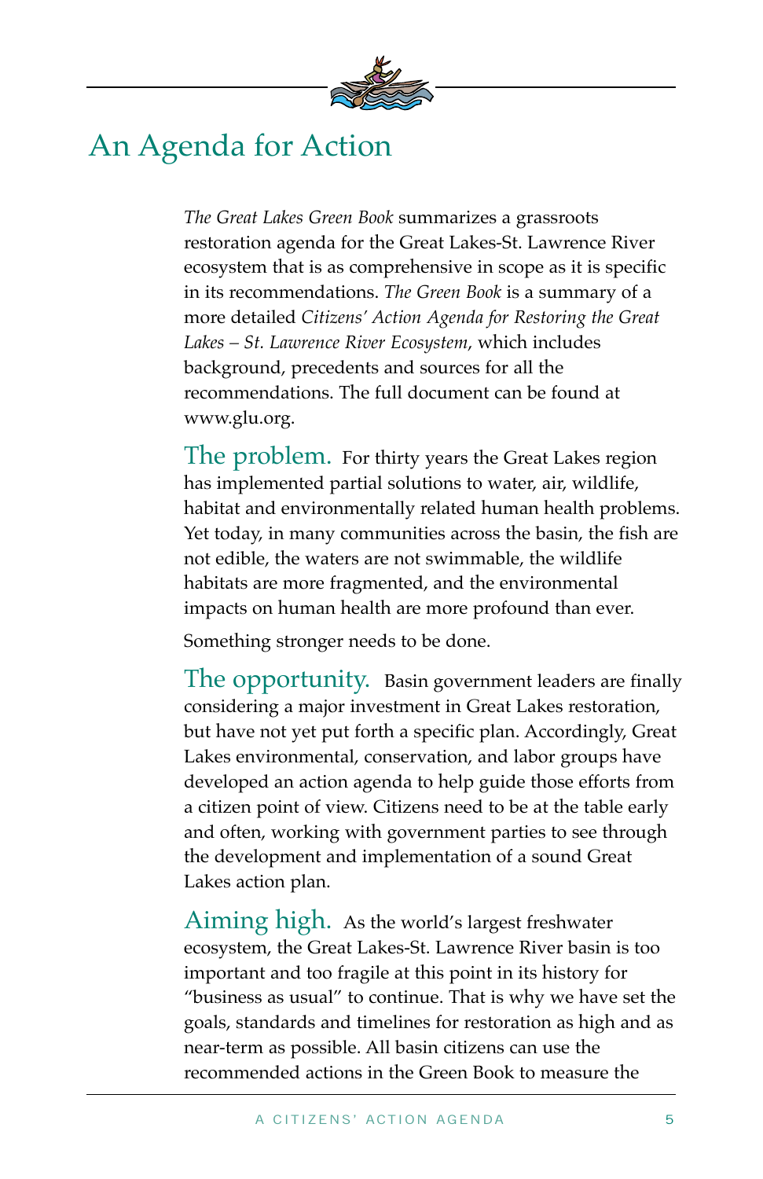# An Agenda for Action

*The Great Lakes Green Book* summarizes a grassroots restoration agenda for the Great Lakes-St. Lawrence River ecosystem that is as comprehensive in scope as it is specific in its recommendations. *The Green Book* is a summary of a more detailed *Citizens' Action Agenda for Restoring the Great Lakes – St. Lawrence River Ecosystem*, which includes background, precedents and sources for all the recommendations. The full document can be found at www.glu.org.

**The problem.** For thirty years the Great Lakes region has implemented partial solutions to water, air, wildlife, habitat and environmentally related human health problems. Yet today, in many communities across the basin, the fish are not edible, the waters are not swimmable, the wildlife habitats are more fragmented, and the environmental impacts on human health are more profound than ever.

Something stronger needs to be done.

**The opportunity.** Basin government leaders are finally considering a major investment in Great Lakes restoration, but have not yet put forth a specific plan. Accordingly, Great Lakes environmental, conservation, and labor groups have developed an action agenda to help guide those efforts from a citizen point of view. Citizens need to be at the table early and often, working with government parties to see through the development and implementation of a sound Great Lakes action plan.

**Aiming high.** As the world's largest freshwater ecosystem, the Great Lakes-St. Lawrence River basin is too important and too fragile at this point in its history for "business as usual" to continue. That is why we have set the goals, standards and timelines for restoration as high and as near-term as possible. All basin citizens can use the recommended actions in the Green Book to measure the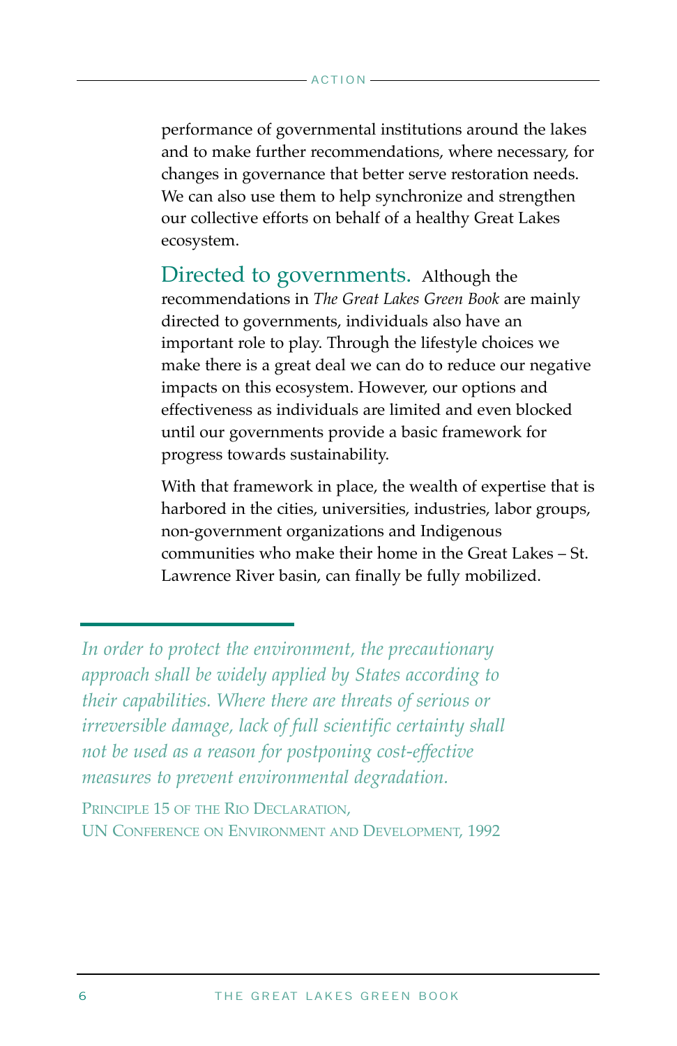performance of governmental institutions around the lakes and to make further recommendations, where necessary, for changes in governance that better serve restoration needs. We can also use them to help synchronize and strengthen our collective efforts on behalf of a healthy Great Lakes ecosystem.

**Directed to governments.** Although the recommendations in *The Great Lakes Green Book* are mainly directed to governments, individuals also have an important role to play. Through the lifestyle choices we make there is a great deal we can do to reduce our negative impacts on this ecosystem. However, our options and effectiveness as individuals are limited and even blocked until our governments provide a basic framework for progress towards sustainability.

With that framework in place, the wealth of expertise that is harbored in the cities, universities, industries, labor groups, non-government organizations and Indigenous communities who make their home in the Great Lakes – St. Lawrence River basin, can finally be fully mobilized.

> *In order to protect the environment, the precautionary approach shall be widely applied by States according to their capabilities. Where there are threats of serious or irreversible damage, lack of full scientific certainty shall not be used as a reason for postponing cost-effective measures to prevent environmental degradation.*
>
> Principle 15 of the Rio Declaration,
> UN Conference on Environment and Development, 1992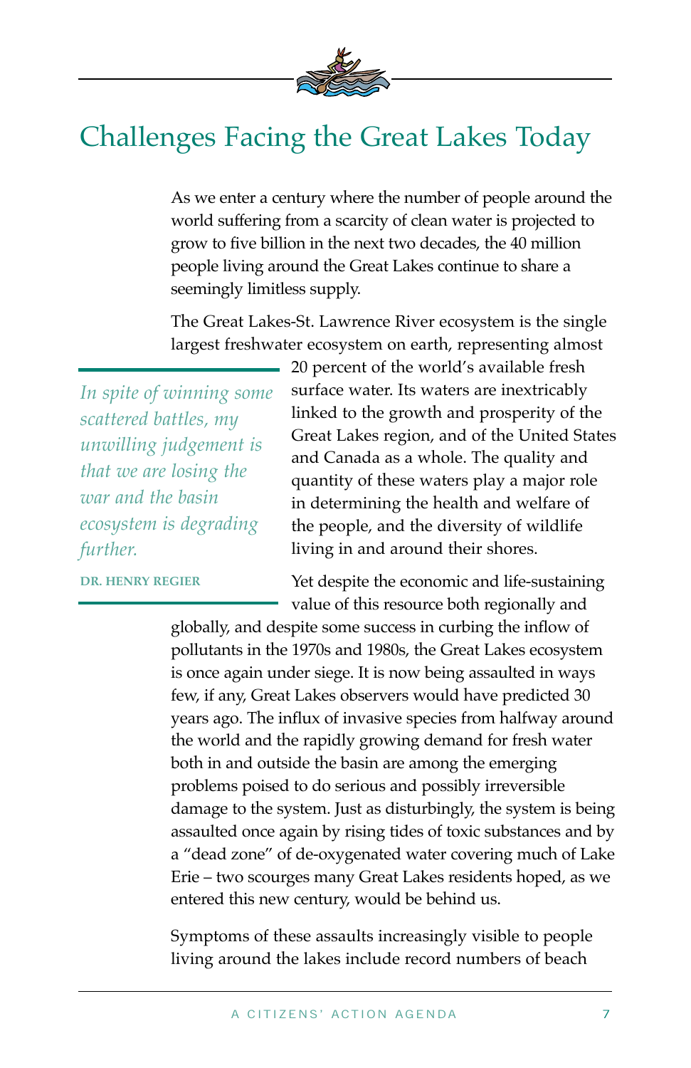# Challenges Facing the Great Lakes Today

As we enter a century where the number of people around the world suffering from a scarcity of clean water is projected to grow to five billion in the next two decades, the 40 million people living around the Great Lakes continue to share a seemingly limitless supply.

The Great Lakes-St. Lawrence River ecosystem is the single largest freshwater ecosystem on earth, representing almost 20 percent of the world's available fresh surface water. Its waters are inextricably linked to the growth and prosperity of the Great Lakes region, and of the United States and Canada as a whole. The quality and quantity of these waters play a major role in determining the health and welfare of the people, and the diversity of wildlife living in and around their shores.

> *In spite of winning some scattered battles, my unwilling judgement is that we are losing the war and the basin ecosystem is degrading further.*
>
> **DR. HENRY REGIER**

Yet despite the economic and life-sustaining value of this resource both regionally and globally, and despite some success in curbing the inflow of pollutants in the 1970s and 1980s, the Great Lakes ecosystem is once again under siege. It is now being assaulted in ways few, if any, Great Lakes observers would have predicted 30 years ago. The influx of invasive species from halfway around the world and the rapidly growing demand for fresh water both in and outside the basin are among the emerging problems poised to do serious and possibly irreversible damage to the system. Just as disturbingly, the system is being assaulted once again by rising tides of toxic substances and by a "dead zone" of de-oxygenated water covering much of Lake Erie – two scourges many Great Lakes residents hoped, as we entered this new century, would be behind us.

Symptoms of these assaults increasingly visible to people living around the lakes include record numbers of beach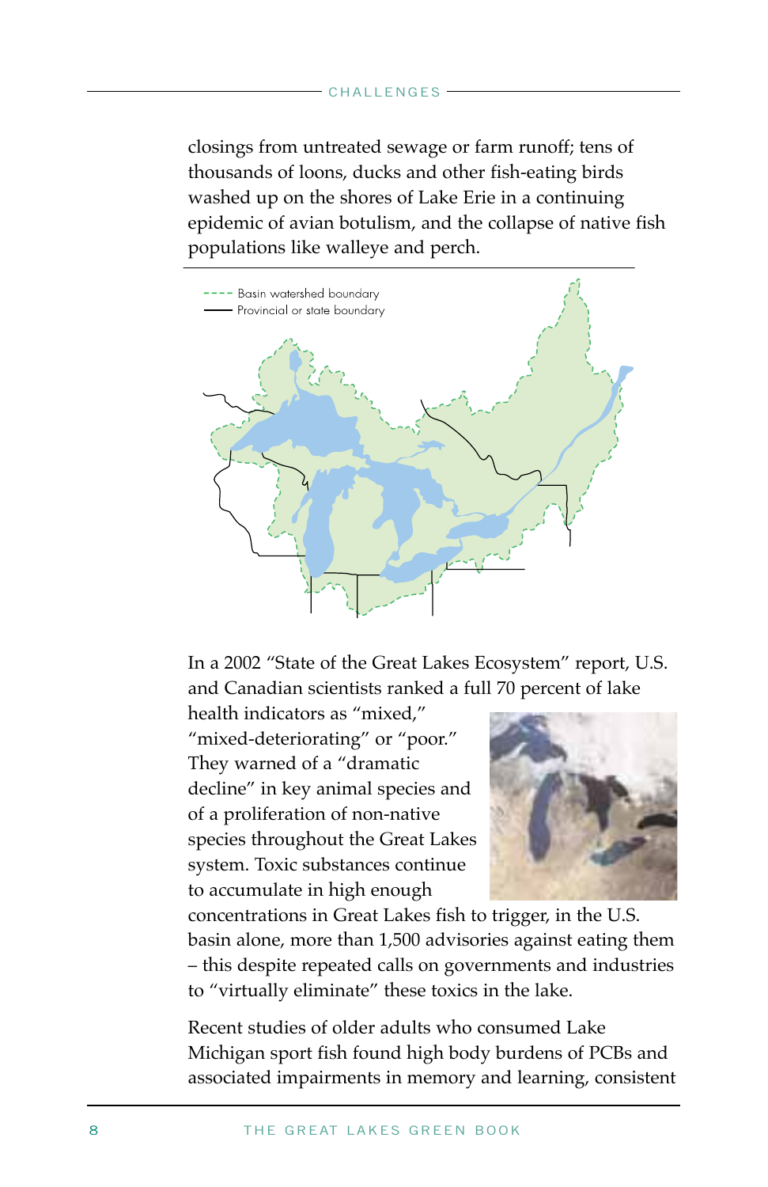closings from untreated sewage or farm runoff; tens of thousands of loons, ducks and other fish-eating birds washed up on the shores of Lake Erie in a continuing epidemic of avian botulism, and the collapse of native fish populations like walleye and perch.

Basin watershed boundary
Provincial or state boundary

In a 2002 "State of the Great Lakes Ecosystem" report, U.S. and Canadian scientists ranked a full 70 percent of lake health indicators as "mixed," "mixed-deteriorating" or "poor." They warned of a "dramatic decline" in key animal species and of a proliferation of non-native species throughout the Great Lakes system. Toxic substances continue to accumulate in high enough concentrations in Great Lakes fish to trigger, in the U.S. basin alone, more than 1,500 advisories against eating them – this despite repeated calls on governments and industries to "virtually eliminate" these toxics in the lake.

Recent studies of older adults who consumed Lake Michigan sport fish found high body burdens of PCBs and associated impairments in memory and learning, consistent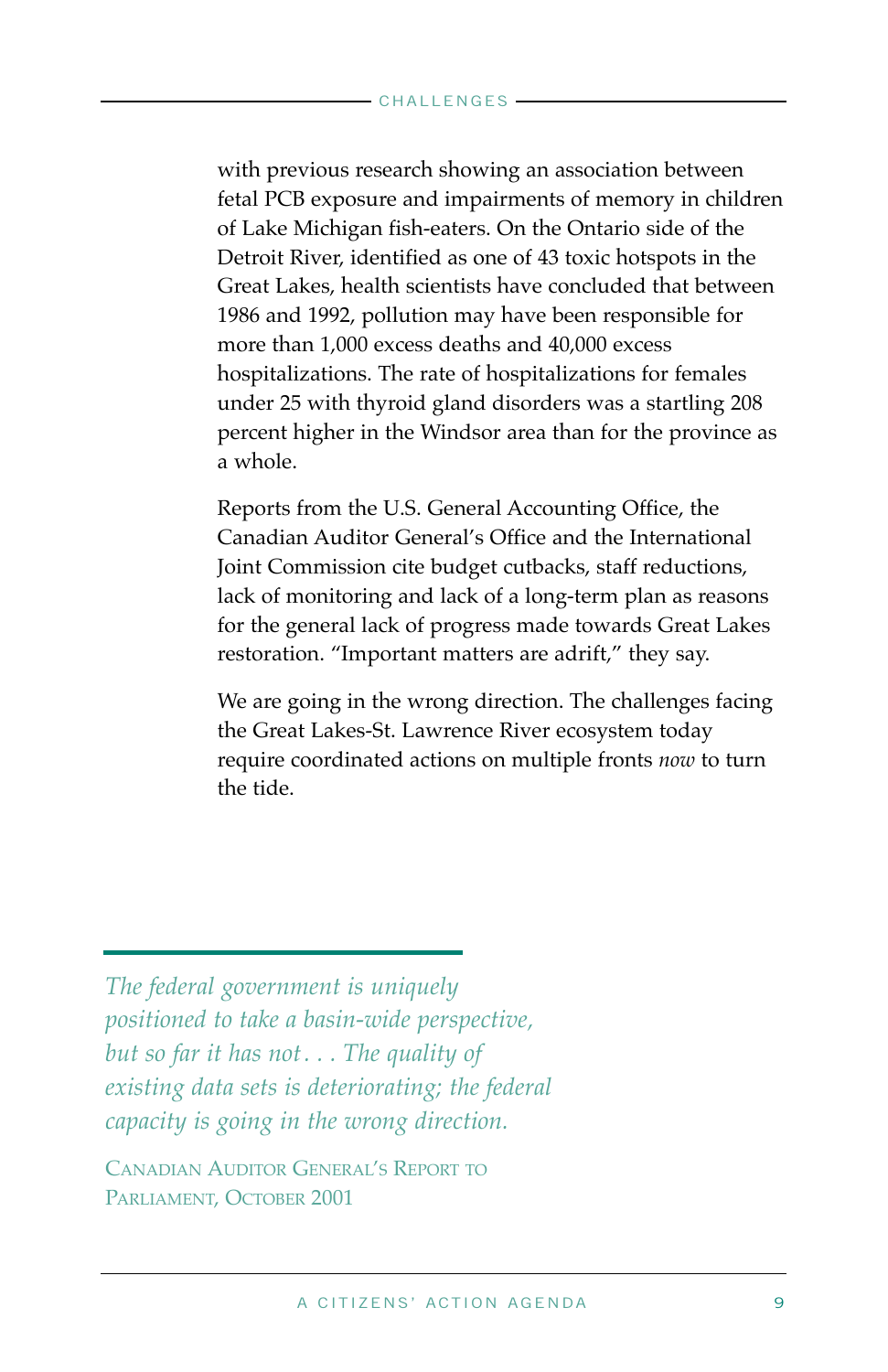with previous research showing an association between fetal PCB exposure and impairments of memory in children of Lake Michigan fish-eaters. On the Ontario side of the Detroit River, identified as one of 43 toxic hotspots in the Great Lakes, health scientists have concluded that between 1986 and 1992, pollution may have been responsible for more than 1,000 excess deaths and 40,000 excess hospitalizations. The rate of hospitalizations for females under 25 with thyroid gland disorders was a startling 208 percent higher in the Windsor area than for the province as a whole.

Reports from the U.S. General Accounting Office, the Canadian Auditor General's Office and the International Joint Commission cite budget cutbacks, staff reductions, lack of monitoring and lack of a long-term plan as reasons for the general lack of progress made towards Great Lakes restoration. "Important matters are adrift," they say.

We are going in the wrong direction. The challenges facing the Great Lakes-St. Lawrence River ecosystem today require coordinated actions on multiple fronts *now* to turn the tide.

*The federal government is uniquely positioned to take a basin-wide perspective, but so far it has not . . . The quality of existing data sets is deteriorating; the federal capacity is going in the wrong direction.*

Canadian Auditor General's Report to Parliament, October 2001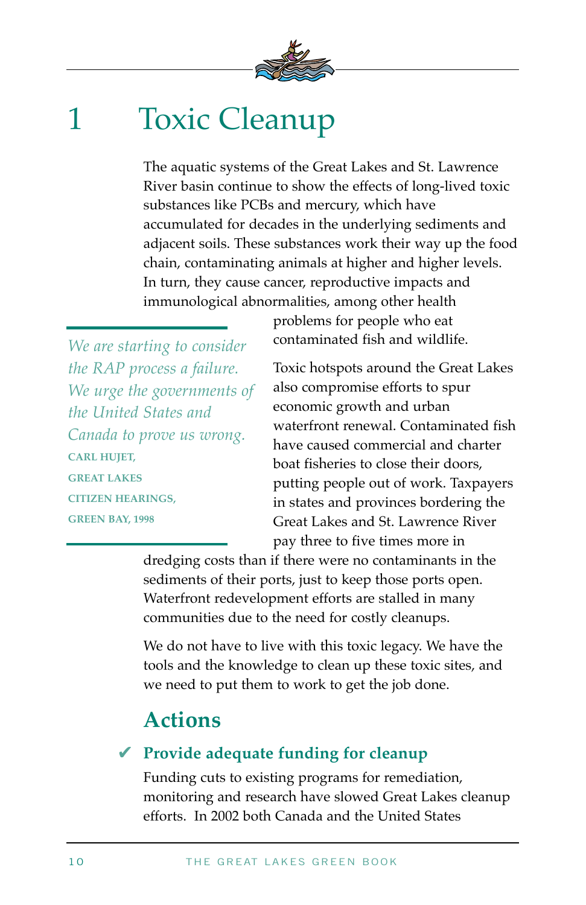# 1 Toxic Cleanup

The aquatic systems of the Great Lakes and St. Lawrence River basin continue to show the effects of long-lived toxic substances like PCBs and mercury, which have accumulated for decades in the underlying sediments and adjacent soils. These substances work their way up the food chain, contaminating animals at higher and higher levels. In turn, they cause cancer, reproductive impacts and immunological abnormalities, among other health problems for people who eat contaminated fish and wildlife.

> *We are starting to consider the RAP process a failure. We urge the governments of the United States and Canada to prove us wrong.*
>
> **CARL HUJET, GREAT LAKES CITIZEN HEARINGS, GREEN BAY, 1998**

Toxic hotspots around the Great Lakes also compromise efforts to spur economic growth and urban waterfront renewal. Contaminated fish have caused commercial and charter boat fisheries to close their doors, putting people out of work. Taxpayers in states and provinces bordering the Great Lakes and St. Lawrence River pay three to five times more in dredging costs than if there were no contaminants in the sediments of their ports, just to keep those ports open. Waterfront redevelopment efforts are stalled in many communities due to the need for costly cleanups.

We do not have to live with this toxic legacy. We have the tools and the knowledge to clean up these toxic sites, and we need to put them to work to get the job done.

## Actions

### ✔ Provide adequate funding for cleanup

Funding cuts to existing programs for remediation, monitoring and research have slowed Great Lakes cleanup efforts. In 2002 both Canada and the United States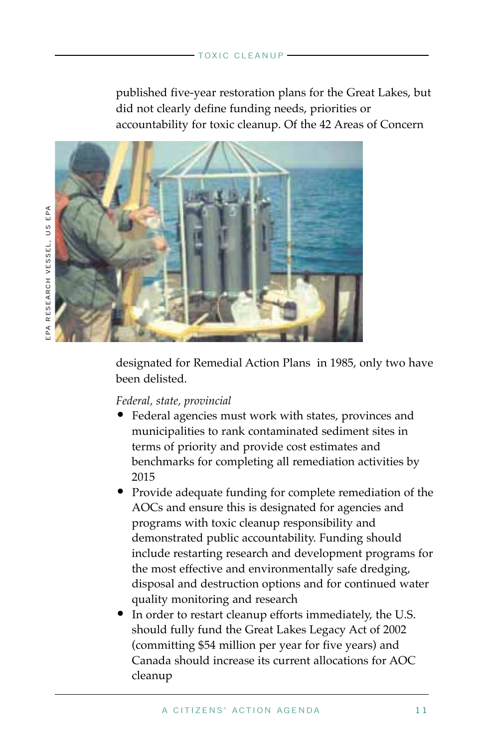published five-year restoration plans for the Great Lakes, but did not clearly define funding needs, priorities or accountability for toxic cleanup. Of the 42 Areas of Concern designated for Remedial Action Plans in 1985, only two have been delisted.

EPA RESEARCH VESSEL, US EPA

*Federal, state, provincial*

- Federal agencies must work with states, provinces and municipalities to rank contaminated sediment sites in terms of priority and provide cost estimates and benchmarks for completing all remediation activities by 2015
- Provide adequate funding for complete remediation of the AOCs and ensure this is designated for agencies and programs with toxic cleanup responsibility and demonstrated public accountability. Funding should include restarting research and development programs for the most effective and environmentally safe dredging, disposal and destruction options and for continued water quality monitoring and research
- In order to restart cleanup efforts immediately, the U.S. should fully fund the Great Lakes Legacy Act of 2002 (committing $54 million per year for five years) and Canada should increase its current allocations for AOC cleanup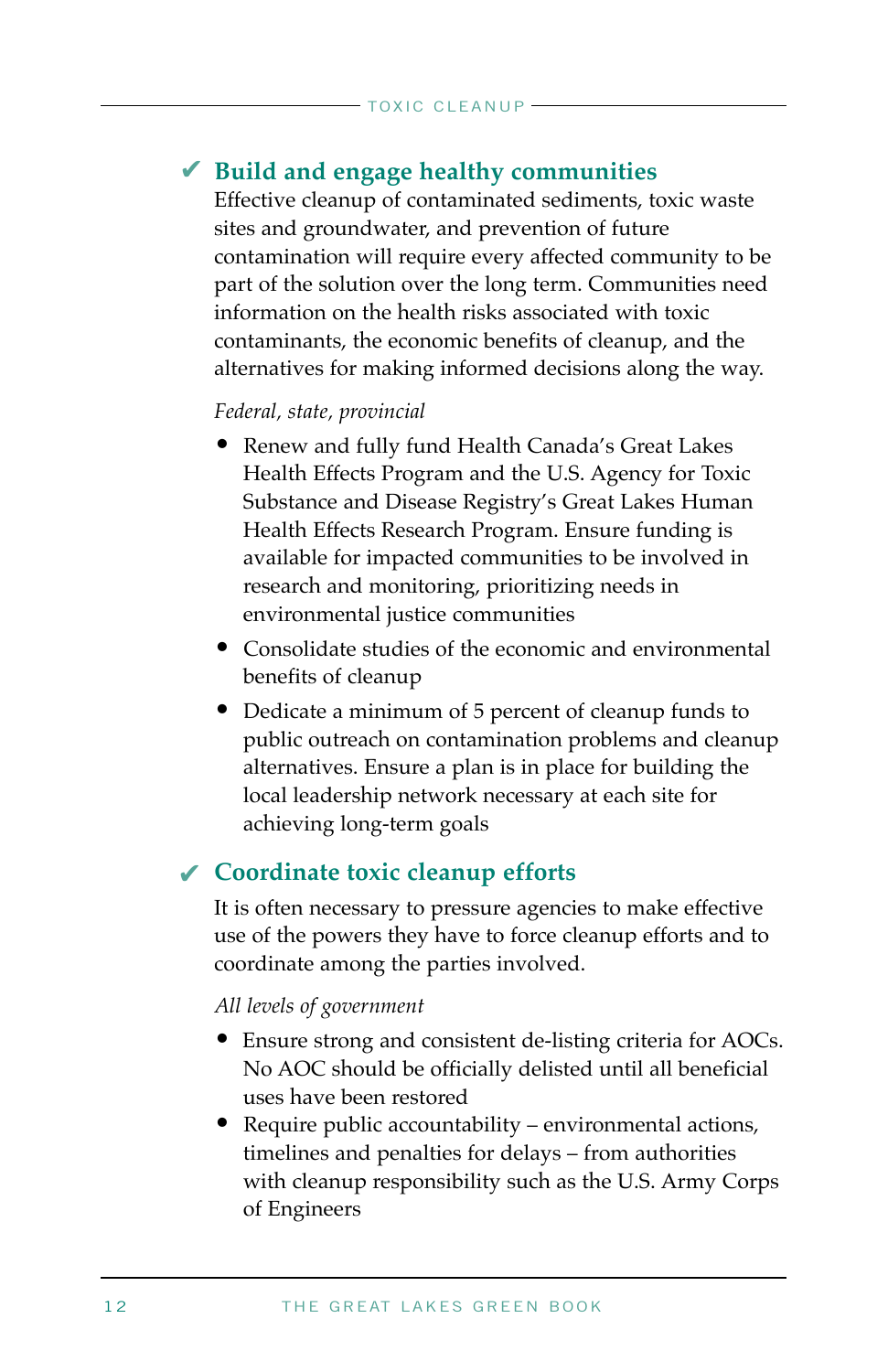## ✔ Build and engage healthy communities

Effective cleanup of contaminated sediments, toxic waste sites and groundwater, and prevention of future contamination will require every affected community to be part of the solution over the long term. Communities need information on the health risks associated with toxic contaminants, the economic benefits of cleanup, and the alternatives for making informed decisions along the way.

*Federal, state, provincial*

- Renew and fully fund Health Canada's Great Lakes Health Effects Program and the U.S. Agency for Toxic Substance and Disease Registry's Great Lakes Human Health Effects Research Program. Ensure funding is available for impacted communities to be involved in research and monitoring, prioritizing needs in environmental justice communities
- Consolidate studies of the economic and environmental benefits of cleanup
- Dedicate a minimum of 5 percent of cleanup funds to public outreach on contamination problems and cleanup alternatives. Ensure a plan is in place for building the local leadership network necessary at each site for achieving long-term goals

## ✔ Coordinate toxic cleanup efforts

It is often necessary to pressure agencies to make effective use of the powers they have to force cleanup efforts and to coordinate among the parties involved.

*All levels of government*

- Ensure strong and consistent de-listing criteria for AOCs. No AOC should be officially delisted until all beneficial uses have been restored
- Require public accountability – environmental actions, timelines and penalties for delays – from authorities with cleanup responsibility such as the U.S. Army Corps of Engineers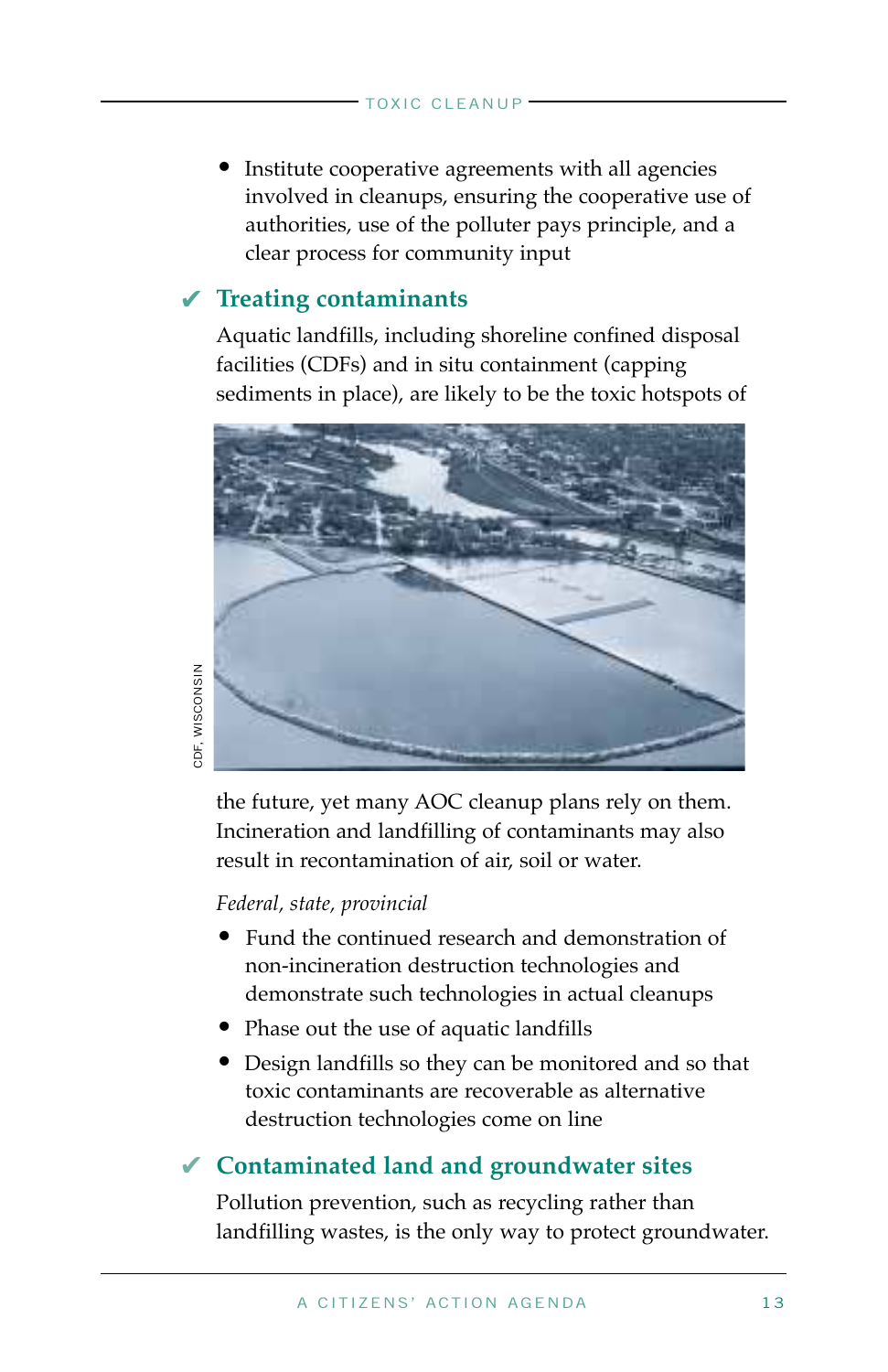- Institute cooperative agreements with all agencies involved in cleanups, ensuring the cooperative use of authorities, use of the polluter pays principle, and a clear process for community input

## ✔ Treating contaminants

Aquatic landfills, including shoreline confined disposal facilities (CDFs) and in situ containment (capping sediments in place), are likely to be the toxic hotspots of the future, yet many AOC cleanup plans rely on them. Incineration and landfilling of contaminants may also result in recontamination of air, soil or water.

CDF, WISCONSIN

*Federal, state, provincial*

- Fund the continued research and demonstration of non-incineration destruction technologies and demonstrate such technologies in actual cleanups
- Phase out the use of aquatic landfills
- Design landfills so they can be monitored and so that toxic contaminants are recoverable as alternative destruction technologies come on line

## ✔ Contaminated land and groundwater sites

Pollution prevention, such as recycling rather than landfilling wastes, is the only way to protect groundwater.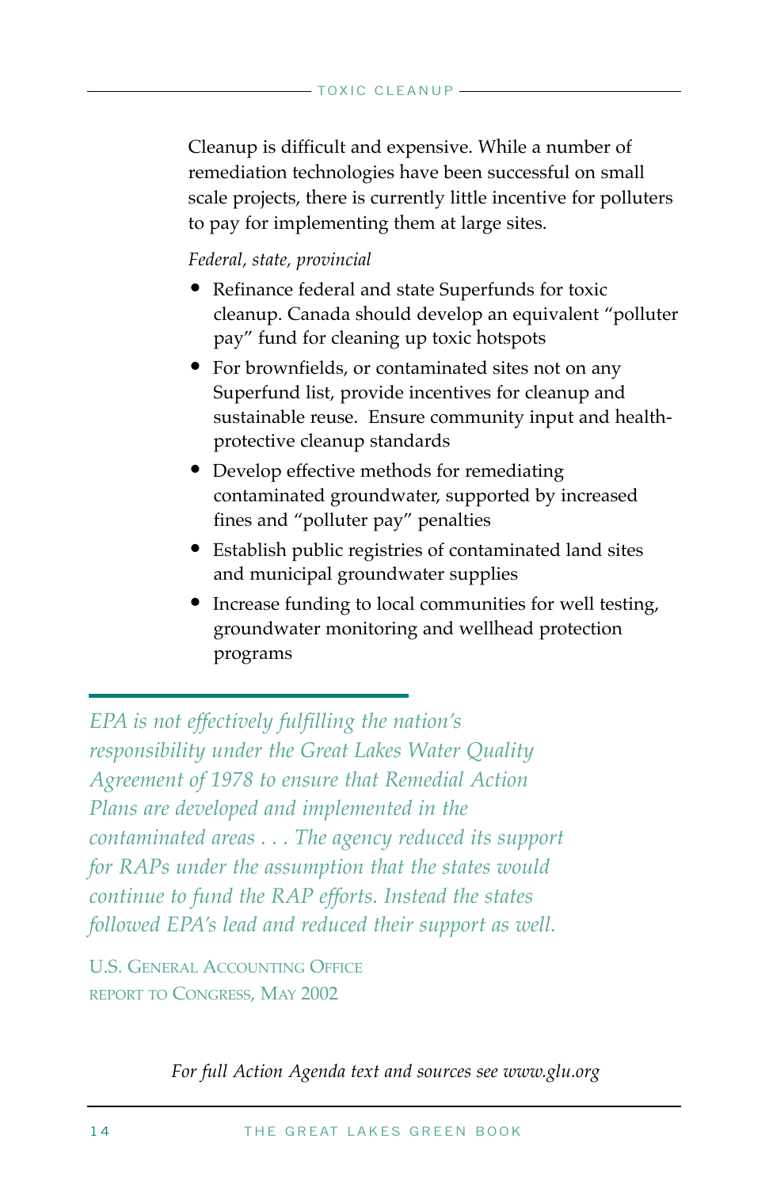Cleanup is difficult and expensive. While a number of remediation technologies have been successful on small scale projects, there is currently little incentive for polluters to pay for implementing them at large sites.

*Federal, state, provincial*

- Refinance federal and state Superfunds for toxic cleanup. Canada should develop an equivalent "polluter pay" fund for cleaning up toxic hotspots
- For brownfields, or contaminated sites not on any Superfund list, provide incentives for cleanup and sustainable reuse. Ensure community input and health-protective cleanup standards
- Develop effective methods for remediating contaminated groundwater, supported by increased fines and "polluter pay" penalties
- Establish public registries of contaminated land sites and municipal groundwater supplies
- Increase funding to local communities for well testing, groundwater monitoring and wellhead protection programs

> *EPA is not effectively fulfilling the nation's responsibility under the Great Lakes Water Quality Agreement of 1978 to ensure that Remedial Action Plans are developed and implemented in the contaminated areas . . . The agency reduced its support for RAPs under the assumption that the states would continue to fund the RAP efforts. Instead the states followed EPA's lead and reduced their support as well.*
>
> U.S. General Accounting Office
> report to Congress, May 2002

*For full Action Agenda text and sources see www.glu.org*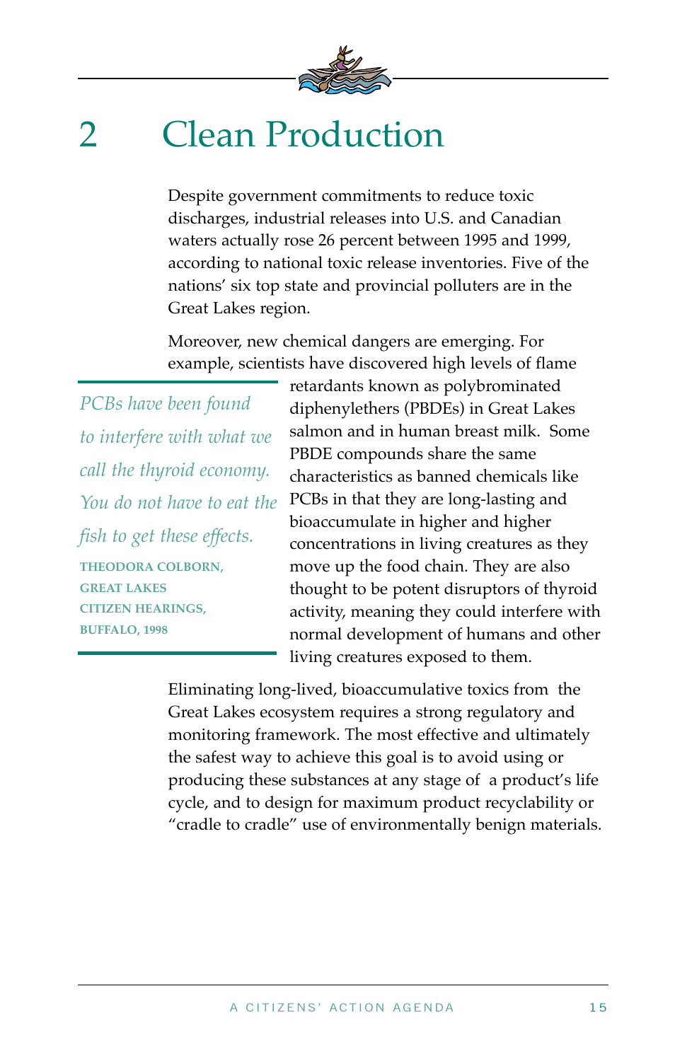# 2 Clean Production

Despite government commitments to reduce toxic discharges, industrial releases into U.S. and Canadian waters actually rose 26 percent between 1995 and 1999, according to national toxic release inventories. Five of the nations' six top state and provincial polluters are in the Great Lakes region.

Moreover, new chemical dangers are emerging. For example, scientists have discovered high levels of flame retardants known as polybrominated diphenylethers (PBDEs) in Great Lakes salmon and in human breast milk. Some PBDE compounds share the same characteristics as banned chemicals like PCBs in that they are long-lasting and bioaccumulate in higher and higher concentrations in living creatures as they move up the food chain. They are also thought to be potent disruptors of thyroid activity, meaning they could interfere with normal development of humans and other living creatures exposed to them.

> *PCBs have been found to interfere with what we call the thyroid economy. You do not have to eat the fish to get these effects.*
>
> **THEODORA COLBORN, GREAT LAKES CITIZEN HEARINGS, BUFFALO, 1998**

Eliminating long-lived, bioaccumulative toxics from the Great Lakes ecosystem requires a strong regulatory and monitoring framework. The most effective and ultimately the safest way to achieve this goal is to avoid using or producing these substances at any stage of a product's life cycle, and to design for maximum product recyclability or "cradle to cradle" use of environmentally benign materials.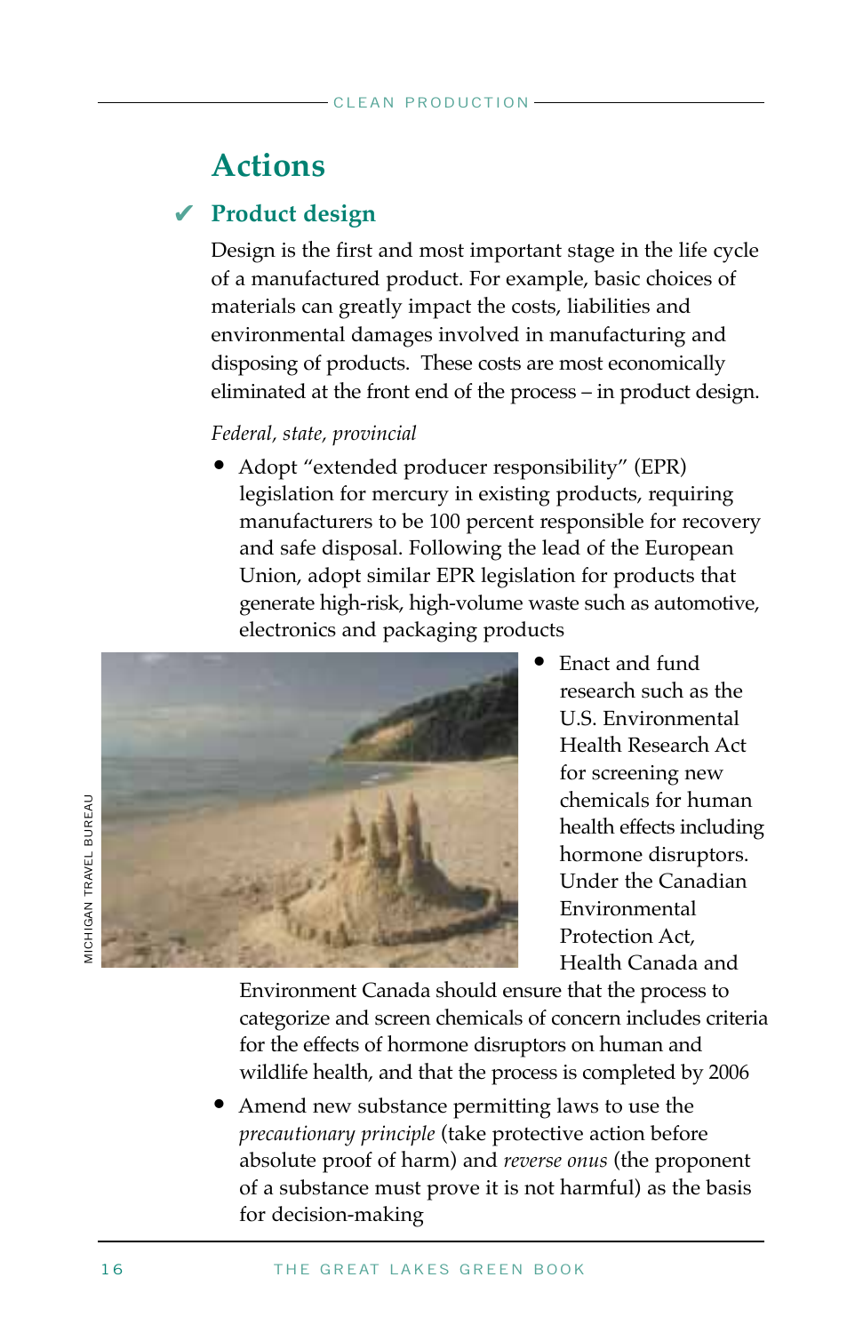# Actions

## ✔ Product design

Design is the first and most important stage in the life cycle of a manufactured product. For example, basic choices of materials can greatly impact the costs, liabilities and environmental damages involved in manufacturing and disposing of products. These costs are most economically eliminated at the front end of the process – in product design.

*Federal, state, provincial*

- Adopt "extended producer responsibility" (EPR) legislation for mercury in existing products, requiring manufacturers to be 100 percent responsible for recovery and safe disposal. Following the lead of the European Union, adopt similar EPR legislation for products that generate high-risk, high-volume waste such as automotive, electronics and packaging products
- Enact and fund research such as the U.S. Environmental Health Research Act for screening new chemicals for human health effects including hormone disruptors. Under the Canadian Environmental Protection Act, Health Canada and Environment Canada should ensure that the process to categorize and screen chemicals of concern includes criteria for the effects of hormone disruptors on human and wildlife health, and that the process is completed by 2006
- Amend new substance permitting laws to use the *precautionary principle* (take protective action before absolute proof of harm) and *reverse onus* (the proponent of a substance must prove it is not harmful) as the basis for decision-making

MICHIGAN TRAVEL BUREAU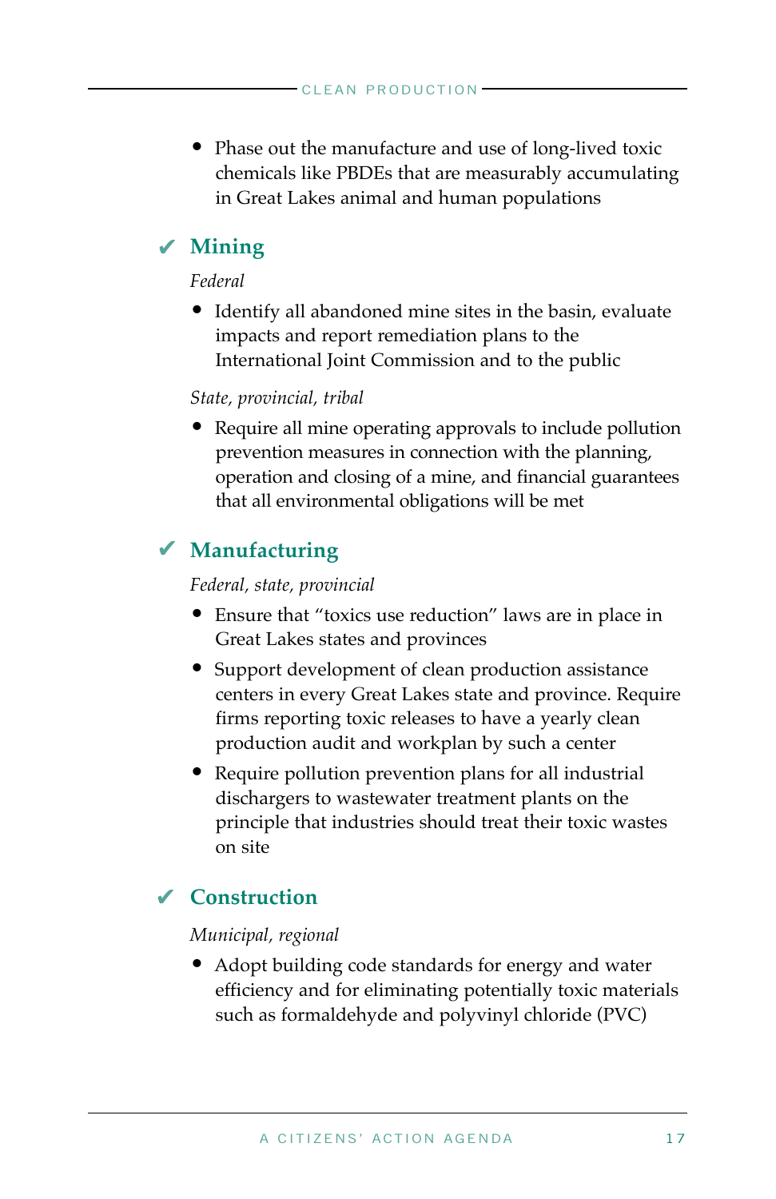- Phase out the manufacture and use of long-lived toxic chemicals like PBDEs that are measurably accumulating in Great Lakes animal and human populations

## ✔ Mining

*Federal*

- Identify all abandoned mine sites in the basin, evaluate impacts and report remediation plans to the International Joint Commission and to the public

*State, provincial, tribal*

- Require all mine operating approvals to include pollution prevention measures in connection with the planning, operation and closing of a mine, and financial guarantees that all environmental obligations will be met

## ✔ Manufacturing

*Federal, state, provincial*

- Ensure that "toxics use reduction" laws are in place in Great Lakes states and provinces
- Support development of clean production assistance centers in every Great Lakes state and province. Require firms reporting toxic releases to have a yearly clean production audit and workplan by such a center
- Require pollution prevention plans for all industrial dischargers to wastewater treatment plants on the principle that industries should treat their toxic wastes on site

## ✔ Construction

*Municipal, regional*

- Adopt building code standards for energy and water efficiency and for eliminating potentially toxic materials such as formaldehyde and polyvinyl chloride (PVC)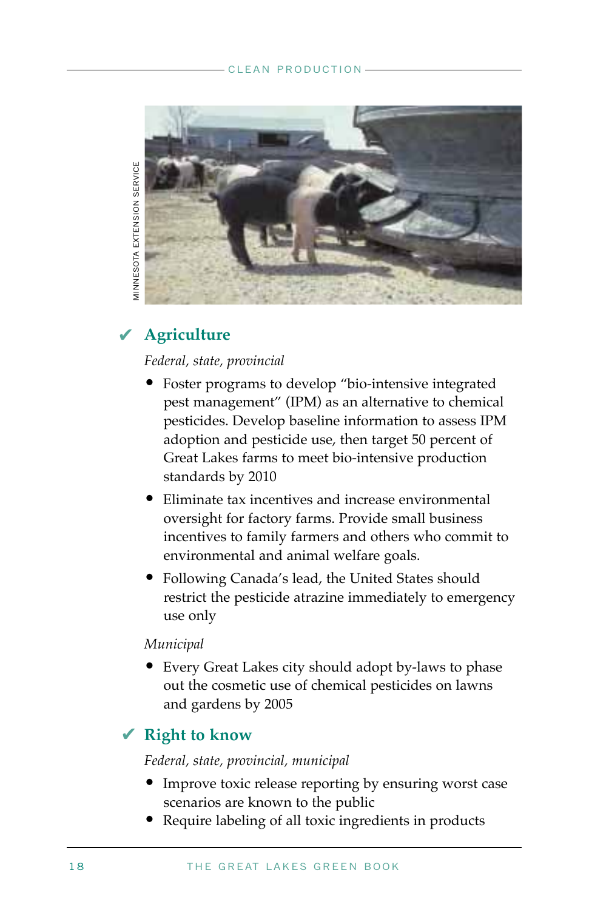MINNESOTA EXTENSION SERVICE

## ✔ Agriculture

*Federal, state, provincial*

- Foster programs to develop "bio-intensive integrated pest management" (IPM) as an alternative to chemical pesticides. Develop baseline information to assess IPM adoption and pesticide use, then target 50 percent of Great Lakes farms to meet bio-intensive production standards by 2010
- Eliminate tax incentives and increase environmental oversight for factory farms. Provide small business incentives to family farmers and others who commit to environmental and animal welfare goals.
- Following Canada's lead, the United States should restrict the pesticide atrazine immediately to emergency use only

*Municipal*

- Every Great Lakes city should adopt by-laws to phase out the cosmetic use of chemical pesticides on lawns and gardens by 2005

## ✔ Right to know

*Federal, state, provincial, municipal*

- Improve toxic release reporting by ensuring worst case scenarios are known to the public
- Require labeling of all toxic ingredients in products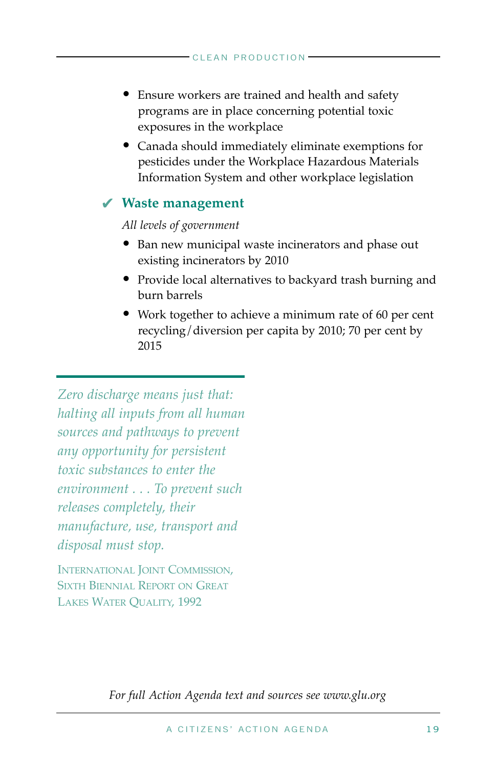- Ensure workers are trained and health and safety programs are in place concerning potential toxic exposures in the workplace
- Canada should immediately eliminate exemptions for pesticides under the Workplace Hazardous Materials Information System and other workplace legislation

### ✔ Waste management

*All levels of government*

- Ban new municipal waste incinerators and phase out existing incinerators by 2010
- Provide local alternatives to backyard trash burning and burn barrels
- Work together to achieve a minimum rate of 60 per cent recycling/diversion per capita by 2010; 70 per cent by 2015

> *Zero discharge means just that: halting all inputs from all human sources and pathways to prevent any opportunity for persistent toxic substances to enter the environment . . . To prevent such releases completely, their manufacture, use, transport and disposal must stop.*
>
> INTERNATIONAL JOINT COMMISSION, SIXTH BIENNIAL REPORT ON GREAT LAKES WATER QUALITY, 1992

*For full Action Agenda text and sources see www.glu.org*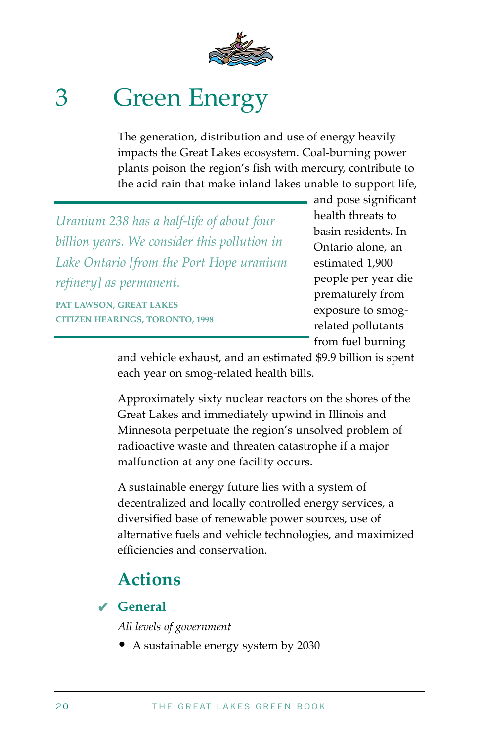# 3 Green Energy

The generation, distribution and use of energy heavily impacts the Great Lakes ecosystem. Coal-burning power plants poison the region's fish with mercury, contribute to the acid rain that make inland lakes unable to support life, and pose significant health threats to basin residents. In Ontario alone, an estimated 1,900 people per year die prematurely from exposure to smog-related pollutants from fuel burning and vehicle exhaust, and an estimated $9.9 billion is spent each year on smog-related health bills.

> *Uranium 238 has a half-life of about four billion years. We consider this pollution in Lake Ontario [from the Port Hope uranium refinery] as permanent.*
>
> **PAT LAWSON, GREAT LAKES CITIZEN HEARINGS, TORONTO, 1998**

Approximately sixty nuclear reactors on the shores of the Great Lakes and immediately upwind in Illinois and Minnesota perpetuate the region's unsolved problem of radioactive waste and threaten catastrophe if a major malfunction at any one facility occurs.

A sustainable energy future lies with a system of decentralized and locally controlled energy services, a diversified base of renewable power sources, use of alternative fuels and vehicle technologies, and maximized efficiencies and conservation.

## Actions

### ✔ General

*All levels of government*

- A sustainable energy system by 2030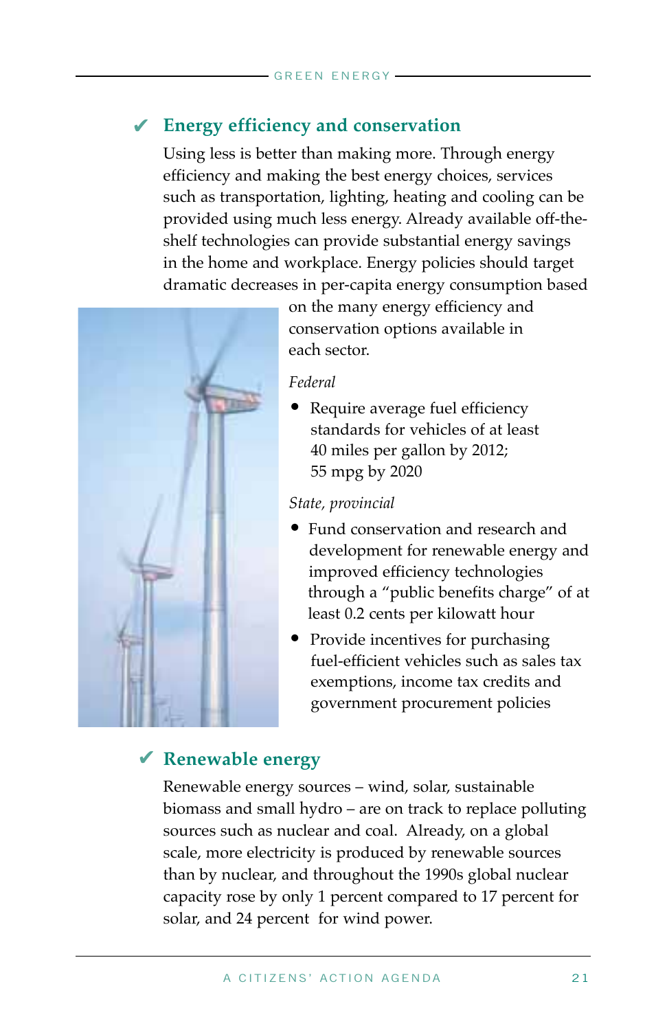## ✔ Energy efficiency and conservation

Using less is better than making more. Through energy efficiency and making the best energy choices, services such as transportation, lighting, heating and cooling can be provided using much less energy. Already available off-the-shelf technologies can provide substantial energy savings in the home and workplace. Energy policies should target dramatic decreases in per-capita energy consumption based on the many energy efficiency and conservation options available in each sector.

*Federal*

- Require average fuel efficiency standards for vehicles of at least 40 miles per gallon by 2012; 55 mpg by 2020

*State, provincial*

- Fund conservation and research and development for renewable energy and improved efficiency technologies through a "public benefits charge" of at least 0.2 cents per kilowatt hour
- Provide incentives for purchasing fuel-efficient vehicles such as sales tax exemptions, income tax credits and government procurement policies

## ✔ Renewable energy

Renewable energy sources – wind, solar, sustainable biomass and small hydro – are on track to replace polluting sources such as nuclear and coal. Already, on a global scale, more electricity is produced by renewable sources than by nuclear, and throughout the 1990s global nuclear capacity rose by only 1 percent compared to 17 percent for solar, and 24 percent for wind power.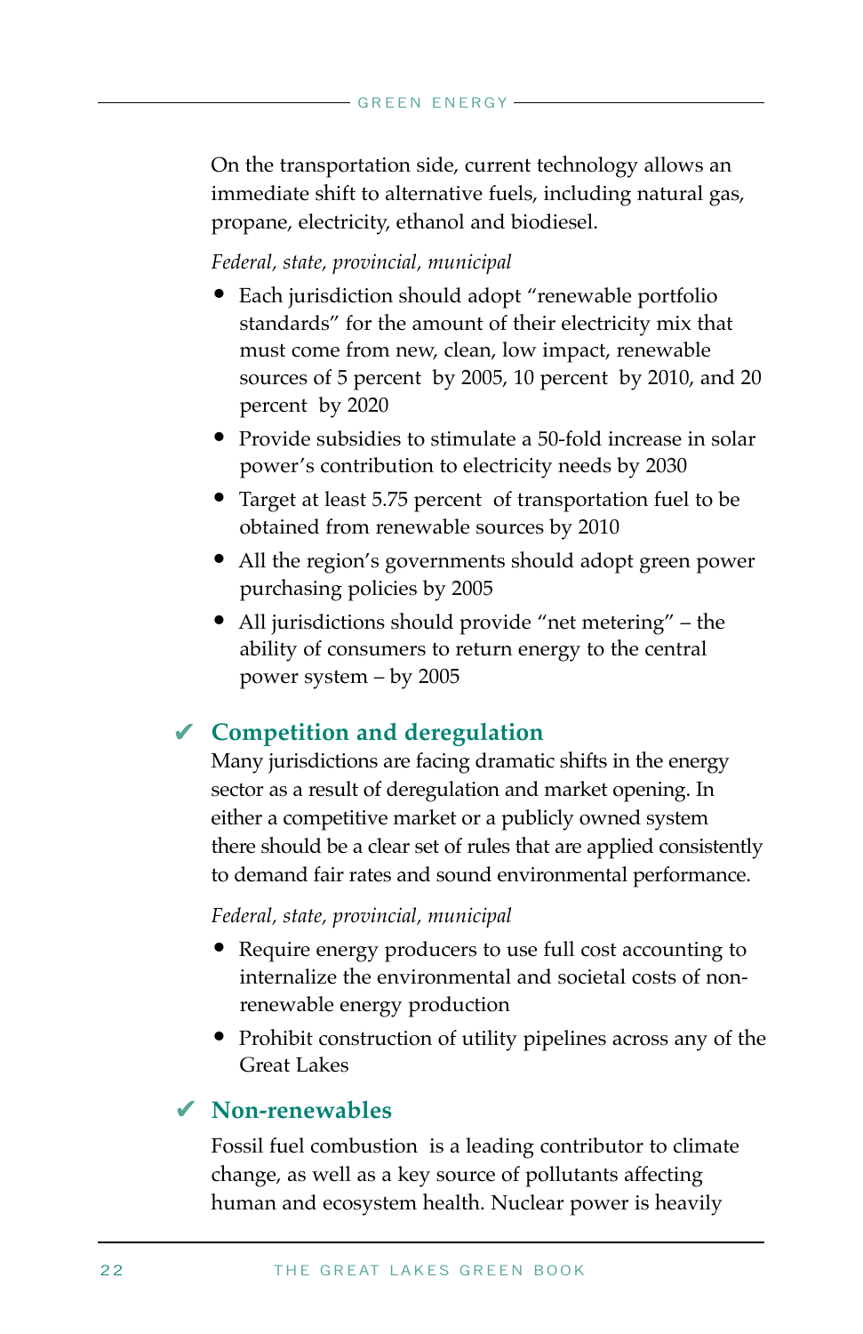On the transportation side, current technology allows an immediate shift to alternative fuels, including natural gas, propane, electricity, ethanol and biodiesel.

*Federal, state, provincial, municipal*

- Each jurisdiction should adopt "renewable portfolio standards" for the amount of their electricity mix that must come from new, clean, low impact, renewable sources of 5 percent by 2005, 10 percent by 2010, and 20 percent by 2020
- Provide subsidies to stimulate a 50-fold increase in solar power's contribution to electricity needs by 2030
- Target at least 5.75 percent of transportation fuel to be obtained from renewable sources by 2010
- All the region's governments should adopt green power purchasing policies by 2005
- All jurisdictions should provide "net metering" – the ability of consumers to return energy to the central power system – by 2005

## ✔ Competition and deregulation

Many jurisdictions are facing dramatic shifts in the energy sector as a result of deregulation and market opening. In either a competitive market or a publicly owned system there should be a clear set of rules that are applied consistently to demand fair rates and sound environmental performance.

*Federal, state, provincial, municipal*

- Require energy producers to use full cost accounting to internalize the environmental and societal costs of non-renewable energy production
- Prohibit construction of utility pipelines across any of the Great Lakes

## ✔ Non-renewables

Fossil fuel combustion is a leading contributor to climate change, as well as a key source of pollutants affecting human and ecosystem health. Nuclear power is heavily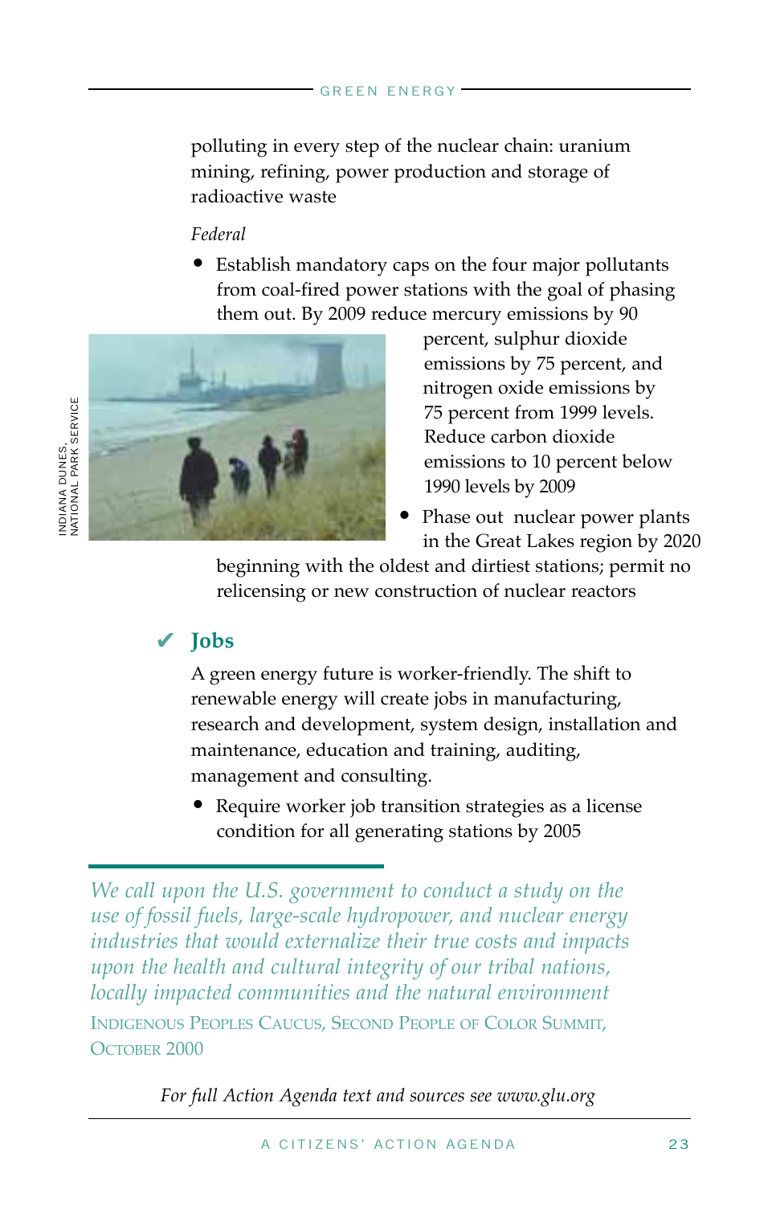polluting in every step of the nuclear chain: uranium mining, refining, power production and storage of radioactive waste

*Federal*

- Establish mandatory caps on the four major pollutants from coal-fired power stations with the goal of phasing them out. By 2009 reduce mercury emissions by 90 percent, sulphur dioxide emissions by 75 percent, and nitrogen oxide emissions by 75 percent from 1999 levels. Reduce carbon dioxide emissions to 10 percent below 1990 levels by 2009
- Phase out nuclear power plants in the Great Lakes region by 2020 beginning with the oldest and dirtiest stations; permit no relicensing or new construction of nuclear reactors

INDIANA DUNES, NATIONAL PARK SERVICE

## ✔ Jobs

A green energy future is worker-friendly. The shift to renewable energy will create jobs in manufacturing, research and development, system design, installation and maintenance, education and training, auditing, management and consulting.

- Require worker job transition strategies as a license condition for all generating stations by 2005

*We call upon the U.S. government to conduct a study on the use of fossil fuels, large-scale hydropower, and nuclear energy industries that would externalize their true costs and impacts upon the health and cultural integrity of our tribal nations, locally impacted communities and the natural environment*

INDIGENOUS PEOPLES CAUCUS, SECOND PEOPLE OF COLOR SUMMIT, OCTOBER 2000

*For full Action Agenda text and sources see www.glu.org*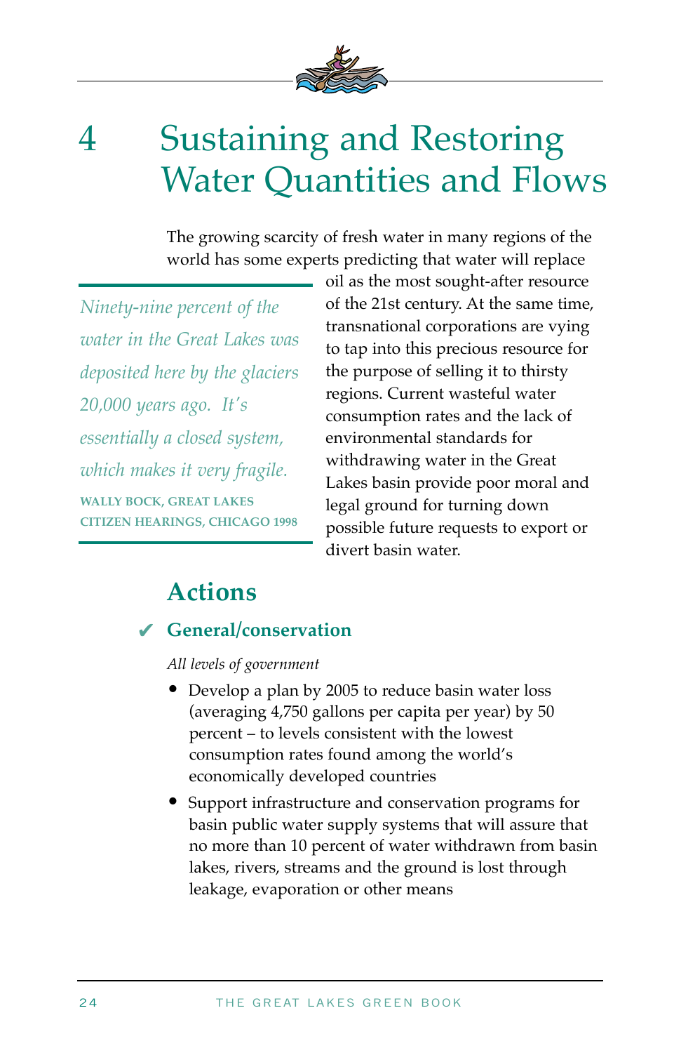# 4 Sustaining and Restoring Water Quantities and Flows

The growing scarcity of fresh water in many regions of the world has some experts predicting that water will replace oil as the most sought-after resource of the 21st century. At the same time, transnational corporations are vying to tap into this precious resource for the purpose of selling it to thirsty regions. Current wasteful water consumption rates and the lack of environmental standards for withdrawing water in the Great Lakes basin provide poor moral and legal ground for turning down possible future requests to export or divert basin water.

> *Ninety-nine percent of the water in the Great Lakes was deposited here by the glaciers 20,000 years ago. It's essentially a closed system, which makes it very fragile.*
>
> **WALLY BOCK, GREAT LAKES CITIZEN HEARINGS, CHICAGO 1998**

## Actions

### ✔ General/conservation

*All levels of government*

- Develop a plan by 2005 to reduce basin water loss (averaging 4,750 gallons per capita per year) by 50 percent – to levels consistent with the lowest consumption rates found among the world's economically developed countries
- Support infrastructure and conservation programs for basin public water supply systems that will assure that no more than 10 percent of water withdrawn from basin lakes, rivers, streams and the ground is lost through leakage, evaporation or other means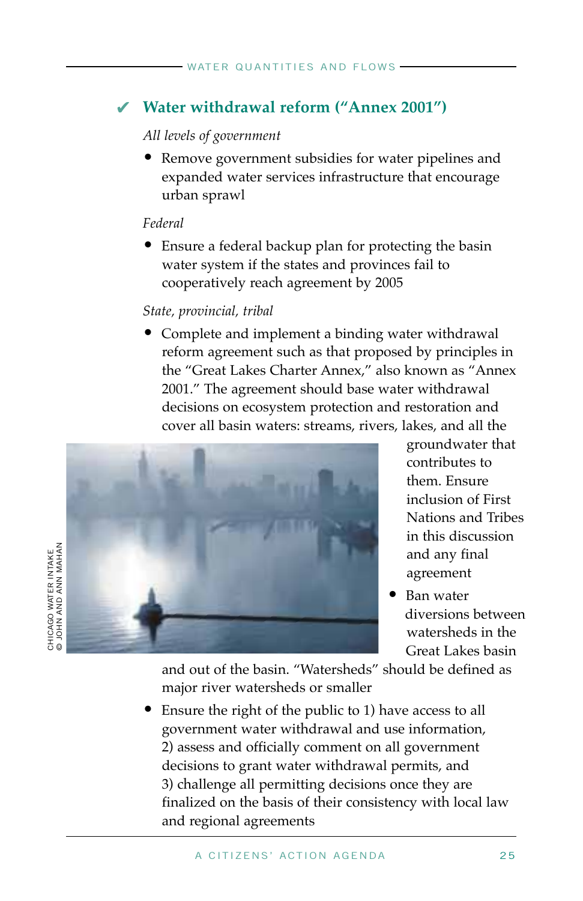## ✔ Water withdrawal reform ("Annex 2001")

*All levels of government*

- Remove government subsidies for water pipelines and expanded water services infrastructure that encourage urban sprawl

*Federal*

- Ensure a federal backup plan for protecting the basin water system if the states and provinces fail to cooperatively reach agreement by 2005

*State, provincial, tribal*

- Complete and implement a binding water withdrawal reform agreement such as that proposed by principles in the "Great Lakes Charter Annex," also known as "Annex 2001." The agreement should base water withdrawal decisions on ecosystem protection and restoration and cover all basin waters: streams, rivers, lakes, and all the groundwater that contributes to them. Ensure inclusion of First Nations and Tribes in this discussion and any final agreement
- Ban water diversions between watersheds in the Great Lakes basin and out of the basin. "Watersheds" should be defined as major river watersheds or smaller
- Ensure the right of the public to 1) have access to all government water withdrawal and use information, 2) assess and officially comment on all government decisions to grant water withdrawal permits, and 3) challenge all permitting decisions once they are finalized on the basis of their consistency with local law and regional agreements

CHICAGO WATER INTAKE
© JOHN AND ANN MAHAN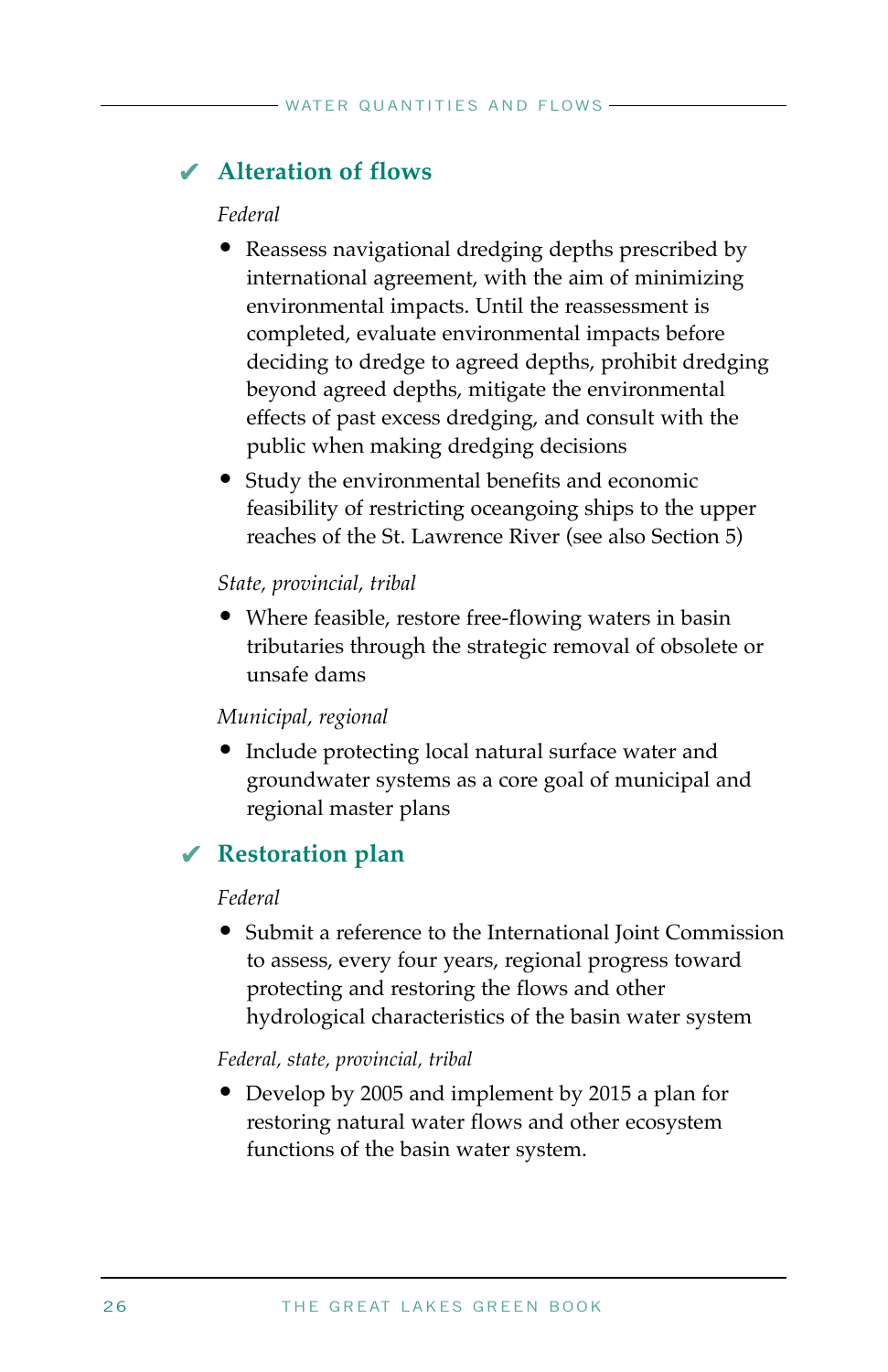## ✔ Alteration of flows

*Federal*

- Reassess navigational dredging depths prescribed by international agreement, with the aim of minimizing environmental impacts. Until the reassessment is completed, evaluate environmental impacts before deciding to dredge to agreed depths, prohibit dredging beyond agreed depths, mitigate the environmental effects of past excess dredging, and consult with the public when making dredging decisions
- Study the environmental benefits and economic feasibility of restricting oceangoing ships to the upper reaches of the St. Lawrence River (see also Section 5)

*State, provincial, tribal*

- Where feasible, restore free-flowing waters in basin tributaries through the strategic removal of obsolete or unsafe dams

*Municipal, regional*

- Include protecting local natural surface water and groundwater systems as a core goal of municipal and regional master plans

## ✔ Restoration plan

*Federal*

- Submit a reference to the International Joint Commission to assess, every four years, regional progress toward protecting and restoring the flows and other hydrological characteristics of the basin water system

*Federal, state, provincial, tribal*

- Develop by 2005 and implement by 2015 a plan for restoring natural water flows and other ecosystem functions of the basin water system.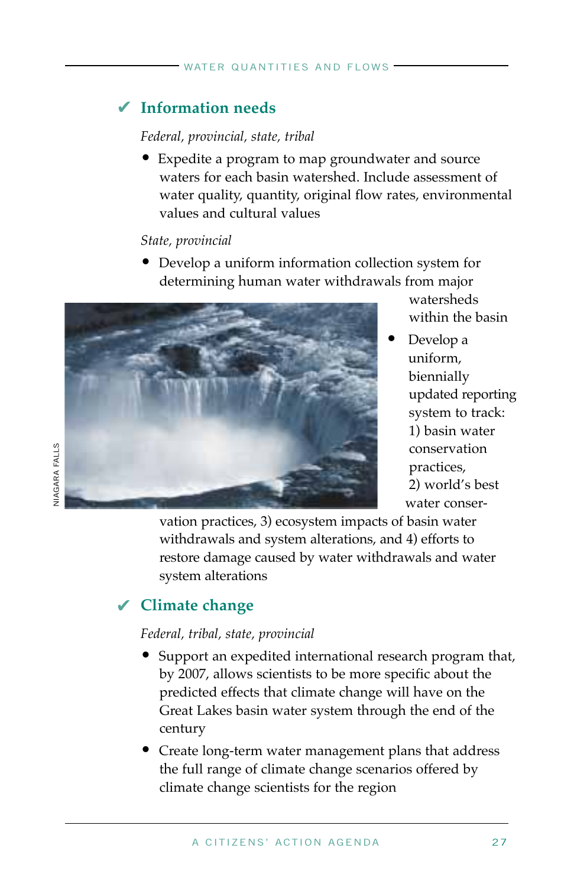## ✔ Information needs

*Federal, provincial, state, tribal*

- Expedite a program to map groundwater and source waters for each basin watershed. Include assessment of water quality, quantity, original flow rates, environmental values and cultural values

*State, provincial*

- Develop a uniform information collection system for determining human water withdrawals from major watersheds within the basin
- Develop a uniform, biennially updated reporting system to track: 1) basin water conservation practices, 2) world's best water conservation practices, 3) ecosystem impacts of basin water withdrawals and system alterations, and 4) efforts to restore damage caused by water withdrawals and water system alterations

NIAGARA FALLS

## ✔ Climate change

*Federal, tribal, state, provincial*

- Support an expedited international research program that, by 2007, allows scientists to be more specific about the predicted effects that climate change will have on the Great Lakes basin water system through the end of the century
- Create long-term water management plans that address the full range of climate change scenarios offered by climate change scientists for the region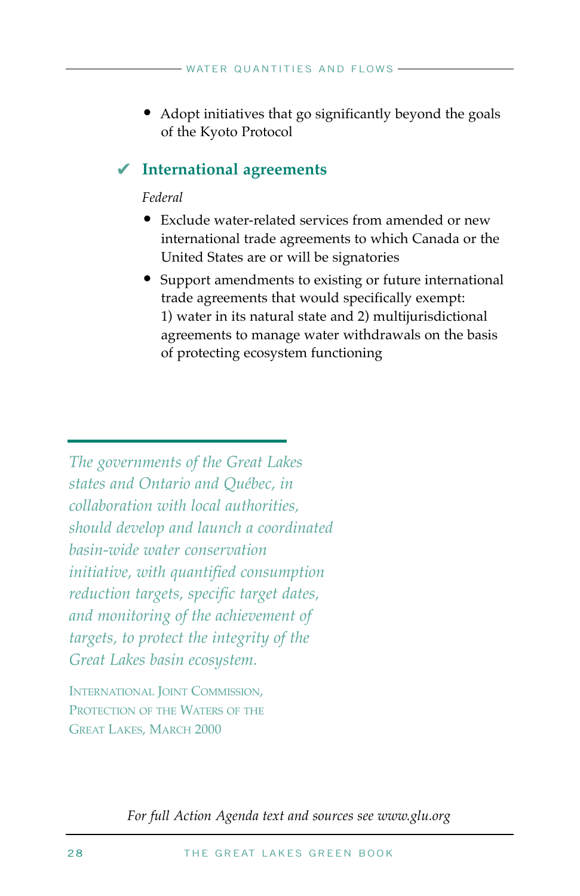- Adopt initiatives that go significantly beyond the goals of the Kyoto Protocol

## ✔ International agreements

*Federal*

- Exclude water-related services from amended or new international trade agreements to which Canada or the United States are or will be signatories
- Support amendments to existing or future international trade agreements that would specifically exempt: 1) water in its natural state and 2) multijurisdictional agreements to manage water withdrawals on the basis of protecting ecosystem functioning

*The governments of the Great Lakes states and Ontario and Québec, in collaboration with local authorities, should develop and launch a coordinated basin-wide water conservation initiative, with quantified consumption reduction targets, specific target dates, and monitoring of the achievement of targets, to protect the integrity of the Great Lakes basin ecosystem.*

International Joint Commission, Protection of the Waters of the Great Lakes, March 2000

*For full Action Agenda text and sources see www.glu.org*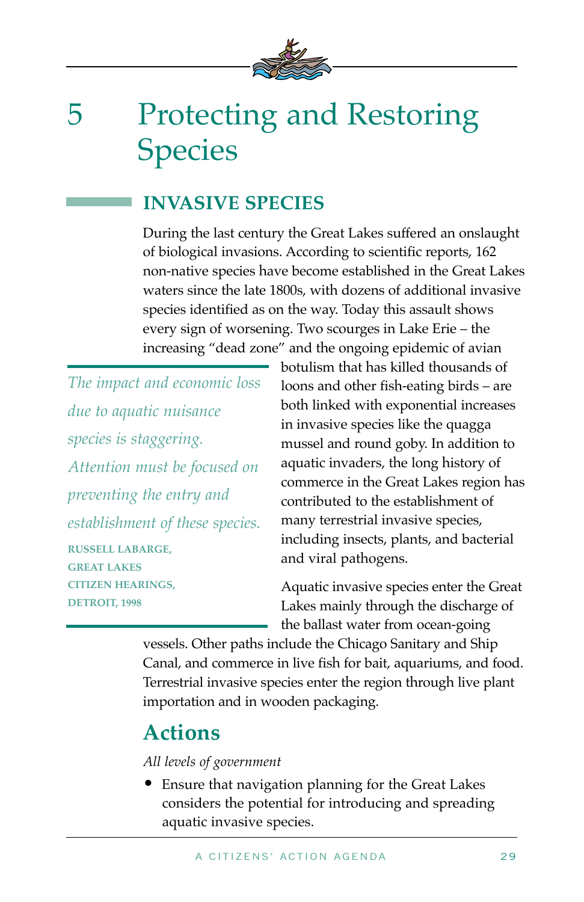# 5 Protecting and Restoring Species

## INVASIVE SPECIES

During the last century the Great Lakes suffered an onslaught of biological invasions. According to scientific reports, 162 non-native species have become established in the Great Lakes waters since the late 1800s, with dozens of additional invasive species identified as on the way. Today this assault shows every sign of worsening. Two scourges in Lake Erie – the increasing "dead zone" and the ongoing epidemic of avian botulism that has killed thousands of loons and other fish-eating birds – are both linked with exponential increases in invasive species like the quagga mussel and round goby. In addition to aquatic invaders, the long history of commerce in the Great Lakes region has contributed to the establishment of many terrestrial invasive species, including insects, plants, and bacterial and viral pathogens.

> *The impact and economic loss due to aquatic nuisance species is staggering. Attention must be focused on preventing the entry and establishment of these species.*
>
> **RUSSELL LABARGE, GREAT LAKES CITIZEN HEARINGS, DETROIT, 1998**

Aquatic invasive species enter the Great Lakes mainly through the discharge of the ballast water from ocean-going vessels. Other paths include the Chicago Sanitary and Ship Canal, and commerce in live fish for bait, aquariums, and food. Terrestrial invasive species enter the region through live plant importation and in wooden packaging.

## Actions

*All levels of government*

- Ensure that navigation planning for the Great Lakes considers the potential for introducing and spreading aquatic invasive species.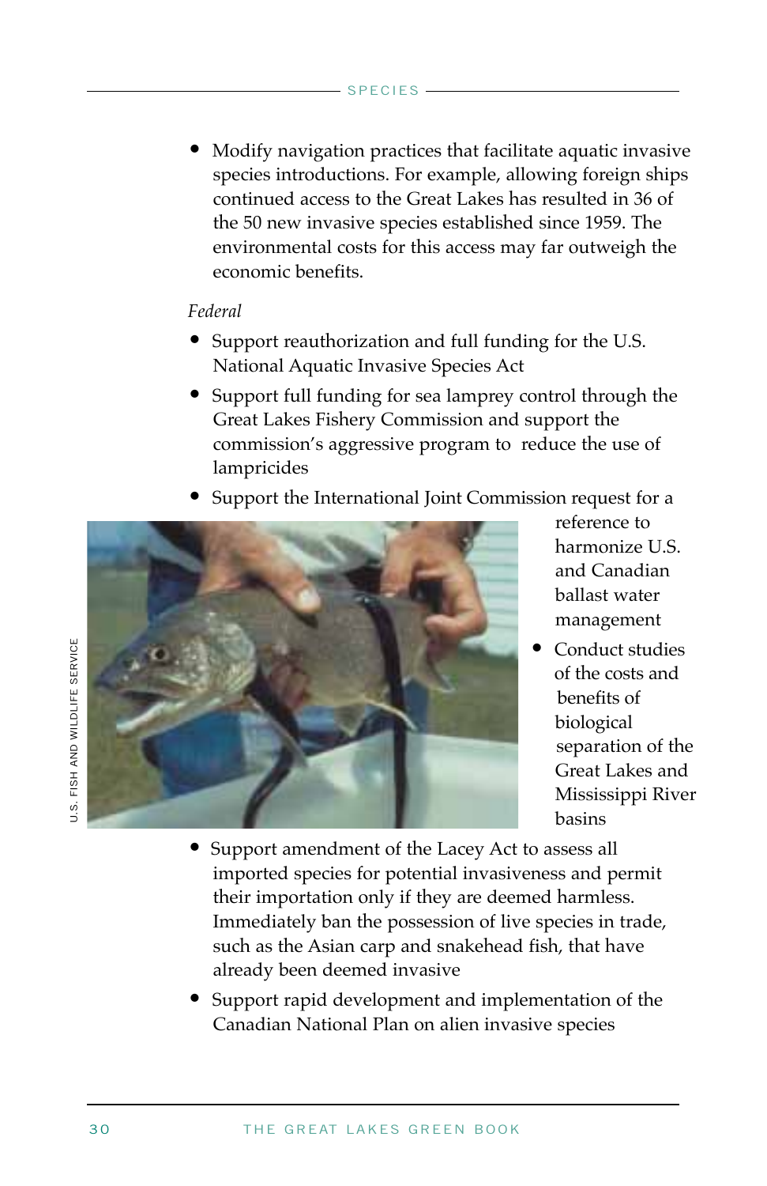- Modify navigation practices that facilitate aquatic invasive species introductions. For example, allowing foreign ships continued access to the Great Lakes has resulted in 36 of the 50 new invasive species established since 1959. The environmental costs for this access may far outweigh the economic benefits.

*Federal*

- Support reauthorization and full funding for the U.S. National Aquatic Invasive Species Act
- Support full funding for sea lamprey control through the Great Lakes Fishery Commission and support the commission's aggressive program to reduce the use of lampricides
- Support the International Joint Commission request for a reference to harmonize U.S. and Canadian ballast water management
- Conduct studies of the costs and benefits of biological separation of the Great Lakes and Mississippi River basins
- Support amendment of the Lacey Act to assess all imported species for potential invasiveness and permit their importation only if they are deemed harmless. Immediately ban the possession of live species in trade, such as the Asian carp and snakehead fish, that have already been deemed invasive
- Support rapid development and implementation of the Canadian National Plan on alien invasive species

U.S. FISH AND WILDLIFE SERVICE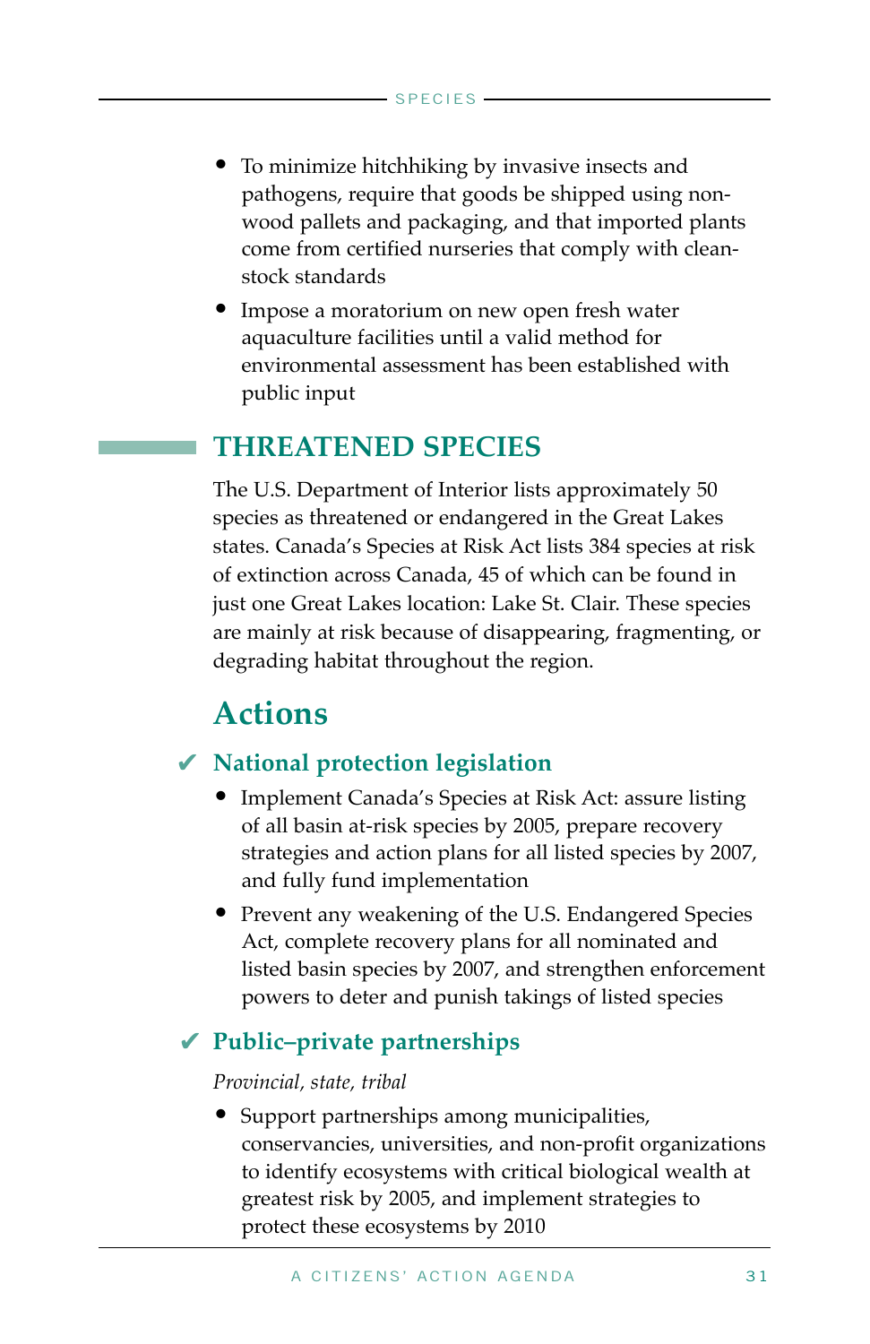- To minimize hitchhiking by invasive insects and pathogens, require that goods be shipped using non-wood pallets and packaging, and that imported plants come from certified nurseries that comply with clean-stock standards
- Impose a moratorium on new open fresh water aquaculture facilities until a valid method for environmental assessment has been established with public input

## THREATENED SPECIES

The U.S. Department of Interior lists approximately 50 species as threatened or endangered in the Great Lakes states. Canada's Species at Risk Act lists 384 species at risk of extinction across Canada, 45 of which can be found in just one Great Lakes location: Lake St. Clair. These species are mainly at risk because of disappearing, fragmenting, or degrading habitat throughout the region.

### Actions

#### ✔ National protection legislation

- Implement Canada's Species at Risk Act: assure listing of all basin at-risk species by 2005, prepare recovery strategies and action plans for all listed species by 2007, and fully fund implementation
- Prevent any weakening of the U.S. Endangered Species Act, complete recovery plans for all nominated and listed basin species by 2007, and strengthen enforcement powers to deter and punish takings of listed species

#### ✔ Public–private partnerships

*Provincial, state, tribal*

- Support partnerships among municipalities, conservancies, universities, and non-profit organizations to identify ecosystems with critical biological wealth at greatest risk by 2005, and implement strategies to protect these ecosystems by 2010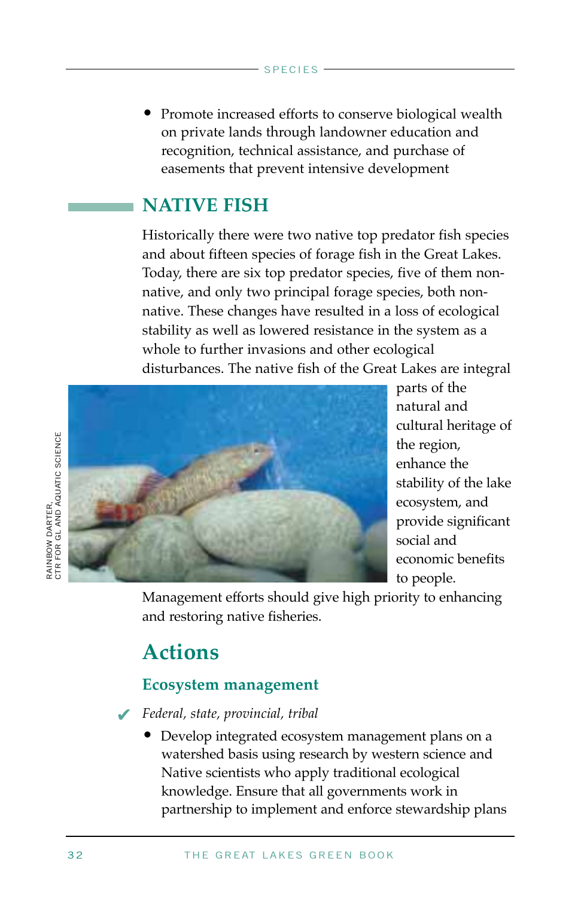- Promote increased efforts to conserve biological wealth on private lands through landowner education and recognition, technical assistance, and purchase of easements that prevent intensive development

## NATIVE FISH

Historically there were two native top predator fish species and about fifteen species of forage fish in the Great Lakes. Today, there are six top predator species, five of them non-native, and only two principal forage species, both non-native. These changes have resulted in a loss of ecological stability as well as lowered resistance in the system as a whole to further invasions and other ecological disturbances. The native fish of the Great Lakes are integral parts of the natural and cultural heritage of the region, enhance the stability of the lake ecosystem, and provide significant social and economic benefits to people. Management efforts should give high priority to enhancing and restoring native fisheries.

RAINBOW DARTER, CTR FOR GL AND AQUATIC SCIENCE

## Actions

### Ecosystem management

✔ *Federal, state, provincial, tribal*

- Develop integrated ecosystem management plans on a watershed basis using research by western science and Native scientists who apply traditional ecological knowledge. Ensure that all governments work in partnership to implement and enforce stewardship plans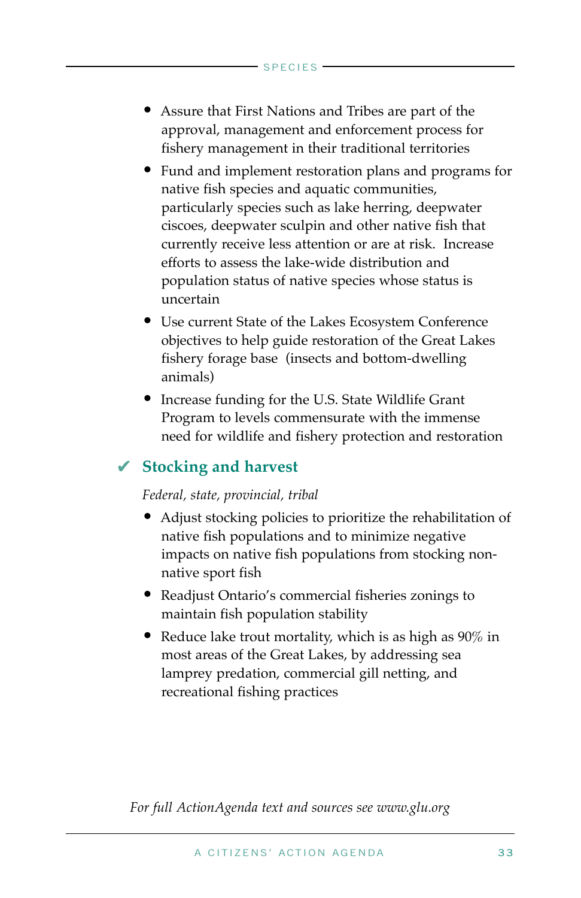- Assure that First Nations and Tribes are part of the approval, management and enforcement process for fishery management in their traditional territories
- Fund and implement restoration plans and programs for native fish species and aquatic communities, particularly species such as lake herring, deepwater ciscoes, deepwater sculpin and other native fish that currently receive less attention or are at risk. Increase efforts to assess the lake-wide distribution and population status of native species whose status is uncertain
- Use current State of the Lakes Ecosystem Conference objectives to help guide restoration of the Great Lakes fishery forage base (insects and bottom-dwelling animals)
- Increase funding for the U.S. State Wildlife Grant Program to levels commensurate with the immense need for wildlife and fishery protection and restoration

## ✔ Stocking and harvest

*Federal, state, provincial, tribal*

- Adjust stocking policies to prioritize the rehabilitation of native fish populations and to minimize negative impacts on native fish populations from stocking non-native sport fish
- Readjust Ontario's commercial fisheries zonings to maintain fish population stability
- Reduce lake trout mortality, which is as high as 90% in most areas of the Great Lakes, by addressing sea lamprey predation, commercial gill netting, and recreational fishing practices

*For full ActionAgenda text and sources see www.glu.org*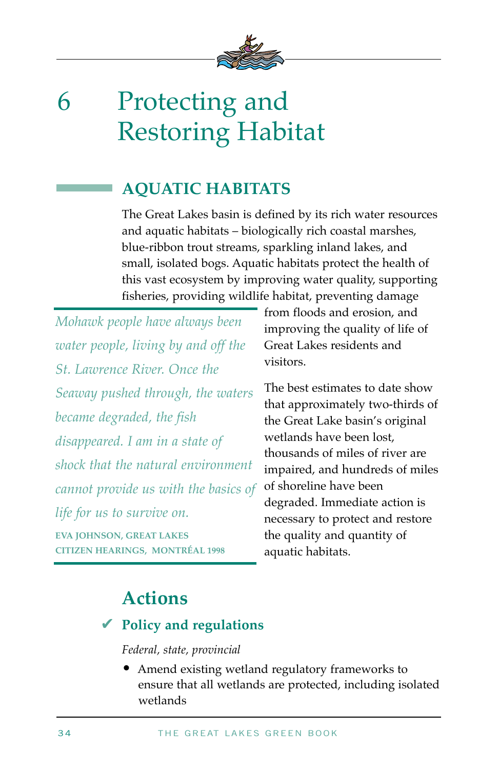# 6 Protecting and Restoring Habitat

## AQUATIC HABITATS

The Great Lakes basin is defined by its rich water resources and aquatic habitats – biologically rich coastal marshes, blue-ribbon trout streams, sparkling inland lakes, and small, isolated bogs. Aquatic habitats protect the health of this vast ecosystem by improving water quality, supporting fisheries, providing wildlife habitat, preventing damage from floods and erosion, and improving the quality of life of Great Lakes residents and visitors.

> *Mohawk people have always been water people, living by and off the St. Lawrence River. Once the Seaway pushed through, the waters became degraded, the fish disappeared. I am in a state of shock that the natural environment cannot provide us with the basics of life for us to survive on.*
>
> **EVA JOHNSON, GREAT LAKES CITIZEN HEARINGS, MONTRÉAL 1998**

The best estimates to date show that approximately two-thirds of the Great Lake basin's original wetlands have been lost, thousands of miles of river are impaired, and hundreds of miles of shoreline have been degraded. Immediate action is necessary to protect and restore the quality and quantity of aquatic habitats.

### Actions

#### ✔ Policy and regulations

*Federal, state, provincial*

- Amend existing wetland regulatory frameworks to ensure that all wetlands are protected, including isolated wetlands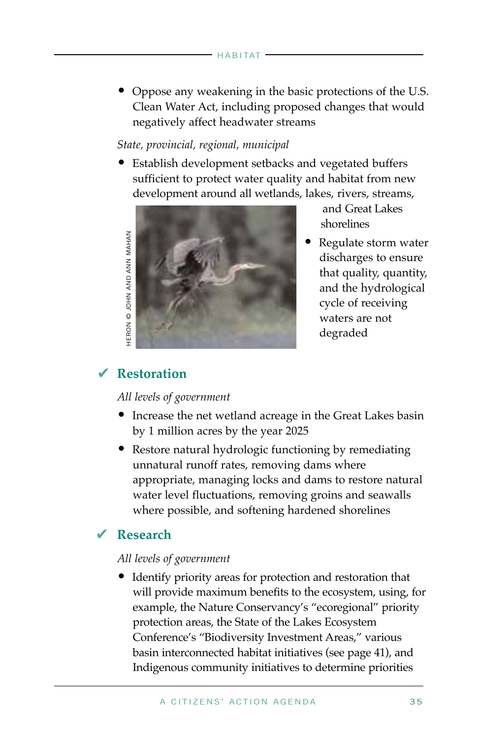- Oppose any weakening in the basic protections of the U.S. Clean Water Act, including proposed changes that would negatively affect headwater streams

*State, provincial, regional, municipal*

- Establish development setbacks and vegetated buffers sufficient to protect water quality and habitat from new development around all wetlands, lakes, rivers, streams, and Great Lakes shorelines
- Regulate storm water discharges to ensure that quality, quantity, and the hydrological cycle of receiving waters are not degraded

HERON © JOHN AND ANN MAHAN

## ✔ Restoration

*All levels of government*

- Increase the net wetland acreage in the Great Lakes basin by 1 million acres by the year 2025
- Restore natural hydrologic functioning by remediating unnatural runoff rates, removing dams where appropriate, managing locks and dams to restore natural water level fluctuations, removing groins and seawalls where possible, and softening hardened shorelines

## ✔ Research

*All levels of government*

- Identify priority areas for protection and restoration that will provide maximum benefits to the ecosystem, using, for example, the Nature Conservancy's "ecoregional" priority protection areas, the State of the Lakes Ecosystem Conference's "Biodiversity Investment Areas," various basin interconnected habitat initiatives (see page 41), and Indigenous community initiatives to determine priorities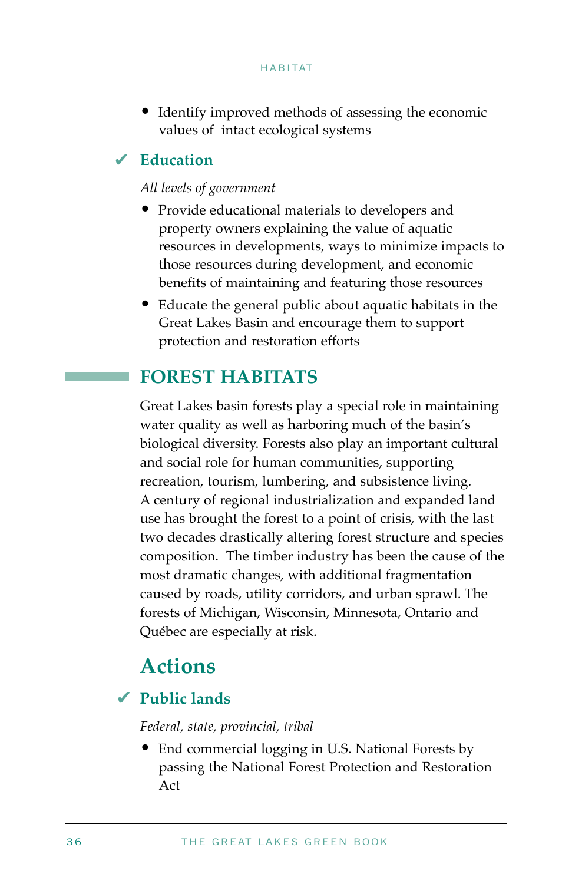- Identify improved methods of assessing the economic values of intact ecological systems

### ✔ Education

*All levels of government*

- Provide educational materials to developers and property owners explaining the value of aquatic resources in developments, ways to minimize impacts to those resources during development, and economic benefits of maintaining and featuring those resources
- Educate the general public about aquatic habitats in the Great Lakes Basin and encourage them to support protection and restoration efforts

## FOREST HABITATS

Great Lakes basin forests play a special role in maintaining water quality as well as harboring much of the basin's biological diversity. Forests also play an important cultural and social role for human communities, supporting recreation, tourism, lumbering, and subsistence living. A century of regional industrialization and expanded land use has brought the forest to a point of crisis, with the last two decades drastically altering forest structure and species composition. The timber industry has been the cause of the most dramatic changes, with additional fragmentation caused by roads, utility corridors, and urban sprawl. The forests of Michigan, Wisconsin, Minnesota, Ontario and Québec are especially at risk.

## Actions

### ✔ Public lands

*Federal, state, provincial, tribal*

- End commercial logging in U.S. National Forests by passing the National Forest Protection and Restoration Act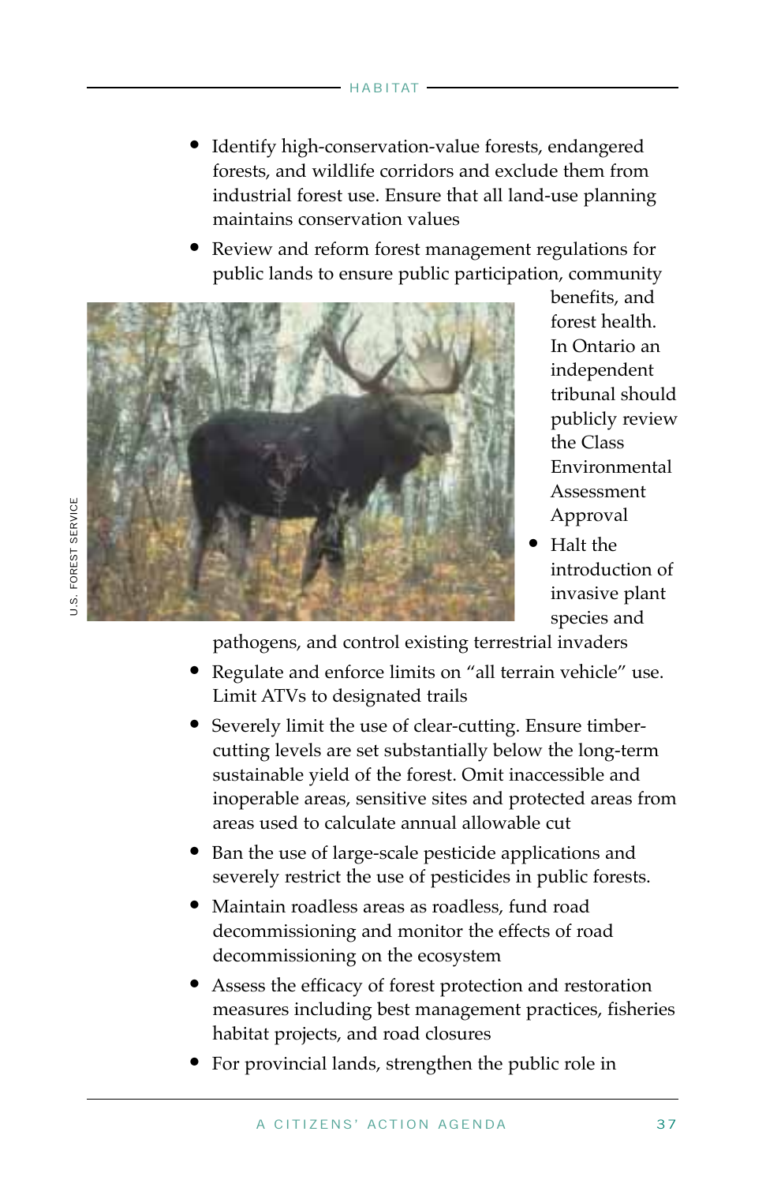- Identify high-conservation-value forests, endangered forests, and wildlife corridors and exclude them from industrial forest use. Ensure that all land-use planning maintains conservation values
- Review and reform forest management regulations for public lands to ensure public participation, community benefits, and forest health. In Ontario an independent tribunal should publicly review the Class Environmental Assessment Approval
- Halt the introduction of invasive plant species and pathogens, and control existing terrestrial invaders
- Regulate and enforce limits on "all terrain vehicle" use. Limit ATVs to designated trails
- Severely limit the use of clear-cutting. Ensure timber-cutting levels are set substantially below the long-term sustainable yield of the forest. Omit inaccessible and inoperable areas, sensitive sites and protected areas from areas used to calculate annual allowable cut
- Ban the use of large-scale pesticide applications and severely restrict the use of pesticides in public forests.
- Maintain roadless areas as roadless, fund road decommissioning and monitor the effects of road decommissioning on the ecosystem
- Assess the efficacy of forest protection and restoration measures including best management practices, fisheries habitat projects, and road closures
- For provincial lands, strengthen the public role in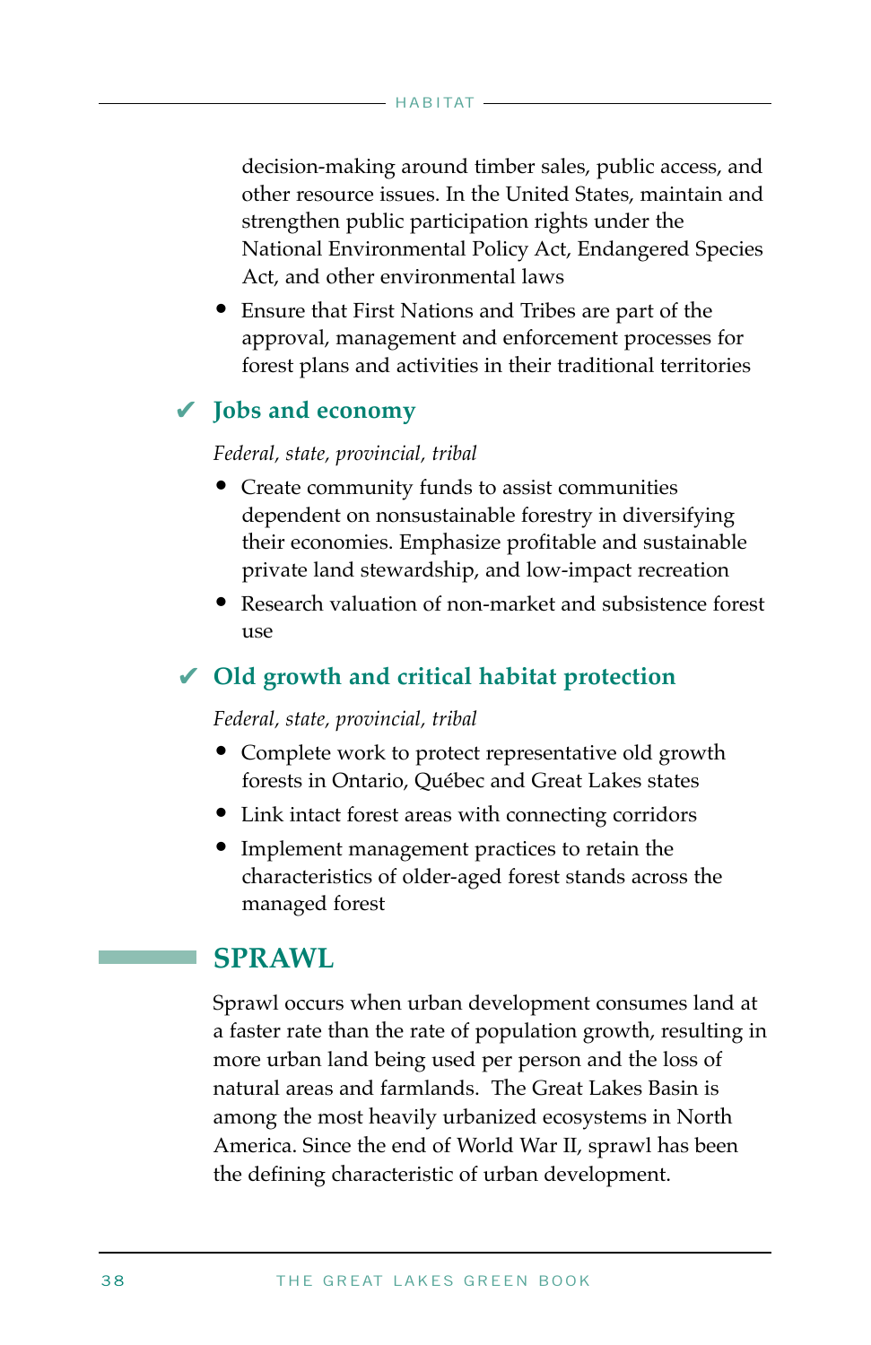decision-making around timber sales, public access, and other resource issues. In the United States, maintain and strengthen public participation rights under the National Environmental Policy Act, Endangered Species Act, and other environmental laws

- Ensure that First Nations and Tribes are part of the approval, management and enforcement processes for forest plans and activities in their traditional territories

### ✔ Jobs and economy

*Federal, state, provincial, tribal*

- Create community funds to assist communities dependent on nonsustainable forestry in diversifying their economies. Emphasize profitable and sustainable private land stewardship, and low-impact recreation
- Research valuation of non-market and subsistence forest use

### ✔ Old growth and critical habitat protection

*Federal, state, provincial, tribal*

- Complete work to protect representative old growth forests in Ontario, Québec and Great Lakes states
- Link intact forest areas with connecting corridors
- Implement management practices to retain the characteristics of older-aged forest stands across the managed forest

## SPRAWL

Sprawl occurs when urban development consumes land at a faster rate than the rate of population growth, resulting in more urban land being used per person and the loss of natural areas and farmlands. The Great Lakes Basin is among the most heavily urbanized ecosystems in North America. Since the end of World War II, sprawl has been the defining characteristic of urban development.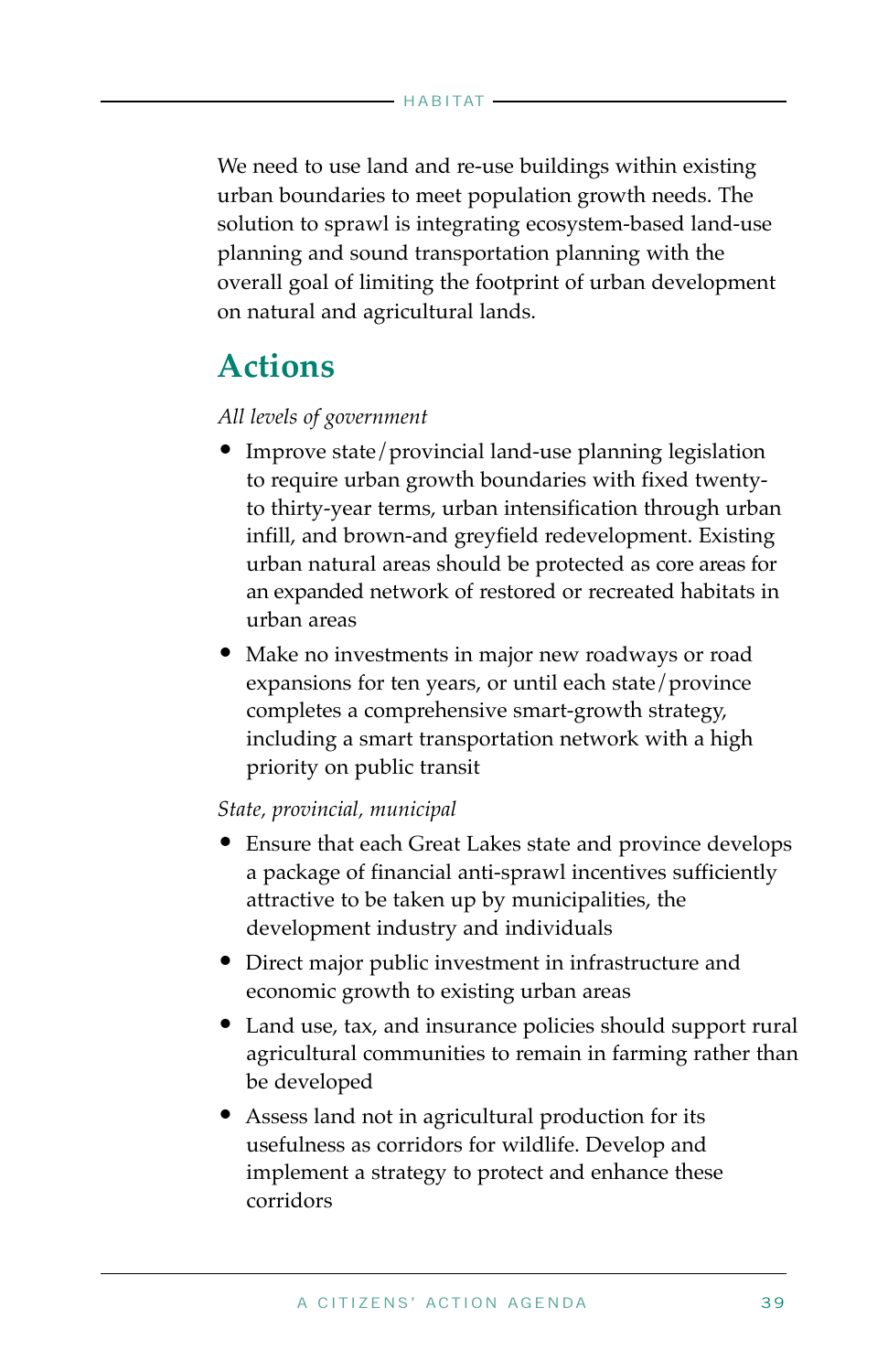We need to use land and re-use buildings within existing urban boundaries to meet population growth needs. The solution to sprawl is integrating ecosystem-based land-use planning and sound transportation planning with the overall goal of limiting the footprint of urban development on natural and agricultural lands.

## Actions

*All levels of government*

- Improve state/provincial land-use planning legislation to require urban growth boundaries with fixed twenty- to thirty-year terms, urban intensification through urban infill, and brown-and greyfield redevelopment. Existing urban natural areas should be protected as core areas for an expanded network of restored or recreated habitats in urban areas
- Make no investments in major new roadways or road expansions for ten years, or until each state/province completes a comprehensive smart-growth strategy, including a smart transportation network with a high priority on public transit

*State, provincial, municipal*

- Ensure that each Great Lakes state and province develops a package of financial anti-sprawl incentives sufficiently attractive to be taken up by municipalities, the development industry and individuals
- Direct major public investment in infrastructure and economic growth to existing urban areas
- Land use, tax, and insurance policies should support rural agricultural communities to remain in farming rather than be developed
- Assess land not in agricultural production for its usefulness as corridors for wildlife. Develop and implement a strategy to protect and enhance these corridors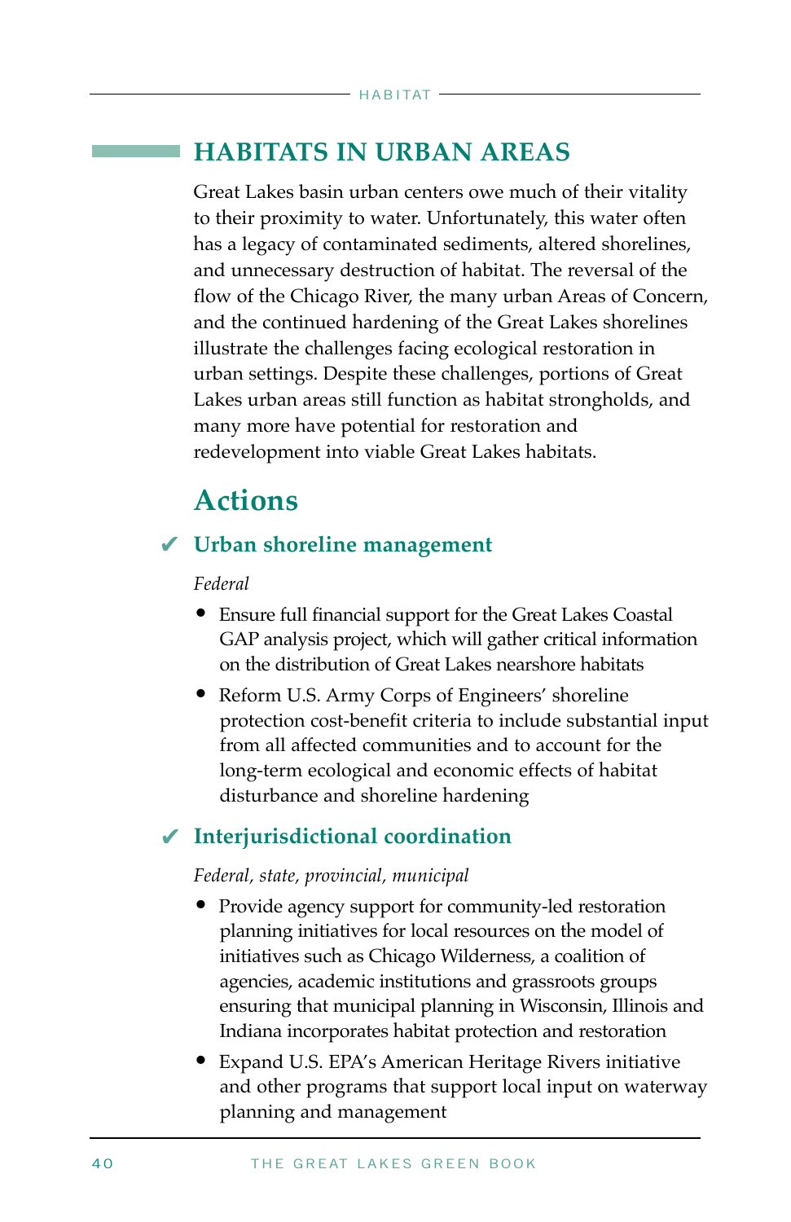## HABITATS IN URBAN AREAS

Great Lakes basin urban centers owe much of their vitality to their proximity to water. Unfortunately, this water often has a legacy of contaminated sediments, altered shorelines, and unnecessary destruction of habitat. The reversal of the flow of the Chicago River, the many urban Areas of Concern, and the continued hardening of the Great Lakes shorelines illustrate the challenges facing ecological restoration in urban settings. Despite these challenges, portions of Great Lakes urban areas still function as habitat strongholds, and many more have potential for restoration and redevelopment into viable Great Lakes habitats.

## Actions

### ✔ Urban shoreline management

*Federal*

- Ensure full financial support for the Great Lakes Coastal GAP analysis project, which will gather critical information on the distribution of Great Lakes nearshore habitats
- Reform U.S. Army Corps of Engineers' shoreline protection cost-benefit criteria to include substantial input from all affected communities and to account for the long-term ecological and economic effects of habitat disturbance and shoreline hardening

### ✔ Interjurisdictional coordination

*Federal, state, provincial, municipal*

- Provide agency support for community-led restoration planning initiatives for local resources on the model of initiatives such as Chicago Wilderness, a coalition of agencies, academic institutions and grassroots groups ensuring that municipal planning in Wisconsin, Illinois and Indiana incorporates habitat protection and restoration
- Expand U.S. EPA's American Heritage Rivers initiative and other programs that support local input on waterway planning and management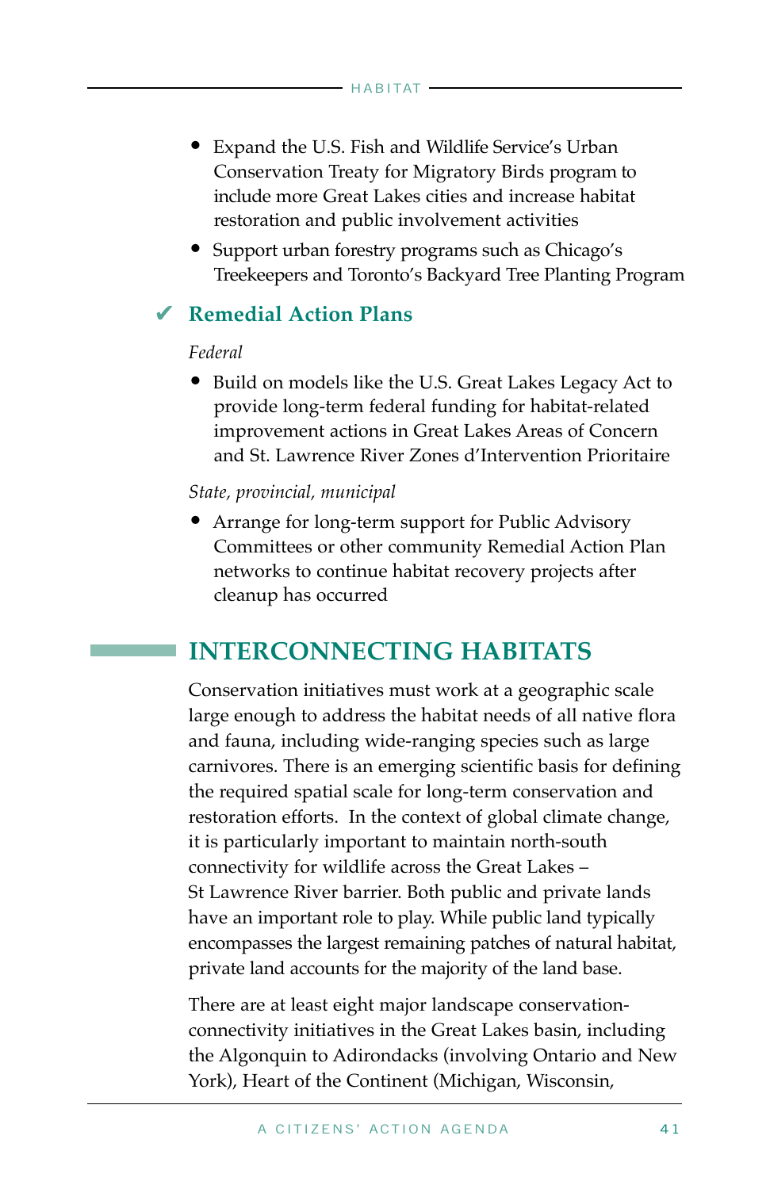- Expand the U.S. Fish and Wildlife Service's Urban Conservation Treaty for Migratory Birds program to include more Great Lakes cities and increase habitat restoration and public involvement activities
- Support urban forestry programs such as Chicago's Treekeepers and Toronto's Backyard Tree Planting Program

### ✔ Remedial Action Plans

*Federal*

- Build on models like the U.S. Great Lakes Legacy Act to provide long-term federal funding for habitat-related improvement actions in Great Lakes Areas of Concern and St. Lawrence River Zones d'Intervention Prioritaire

*State, provincial, municipal*

- Arrange for long-term support for Public Advisory Committees or other community Remedial Action Plan networks to continue habitat recovery projects after cleanup has occurred

## INTERCONNECTING HABITATS

Conservation initiatives must work at a geographic scale large enough to address the habitat needs of all native flora and fauna, including wide-ranging species such as large carnivores. There is an emerging scientific basis for defining the required spatial scale for long-term conservation and restoration efforts. In the context of global climate change, it is particularly important to maintain north-south connectivity for wildlife across the Great Lakes – St Lawrence River barrier. Both public and private lands have an important role to play. While public land typically encompasses the largest remaining patches of natural habitat, private land accounts for the majority of the land base.

There are at least eight major landscape conservation-connectivity initiatives in the Great Lakes basin, including the Algonquin to Adirondacks (involving Ontario and New York), Heart of the Continent (Michigan, Wisconsin,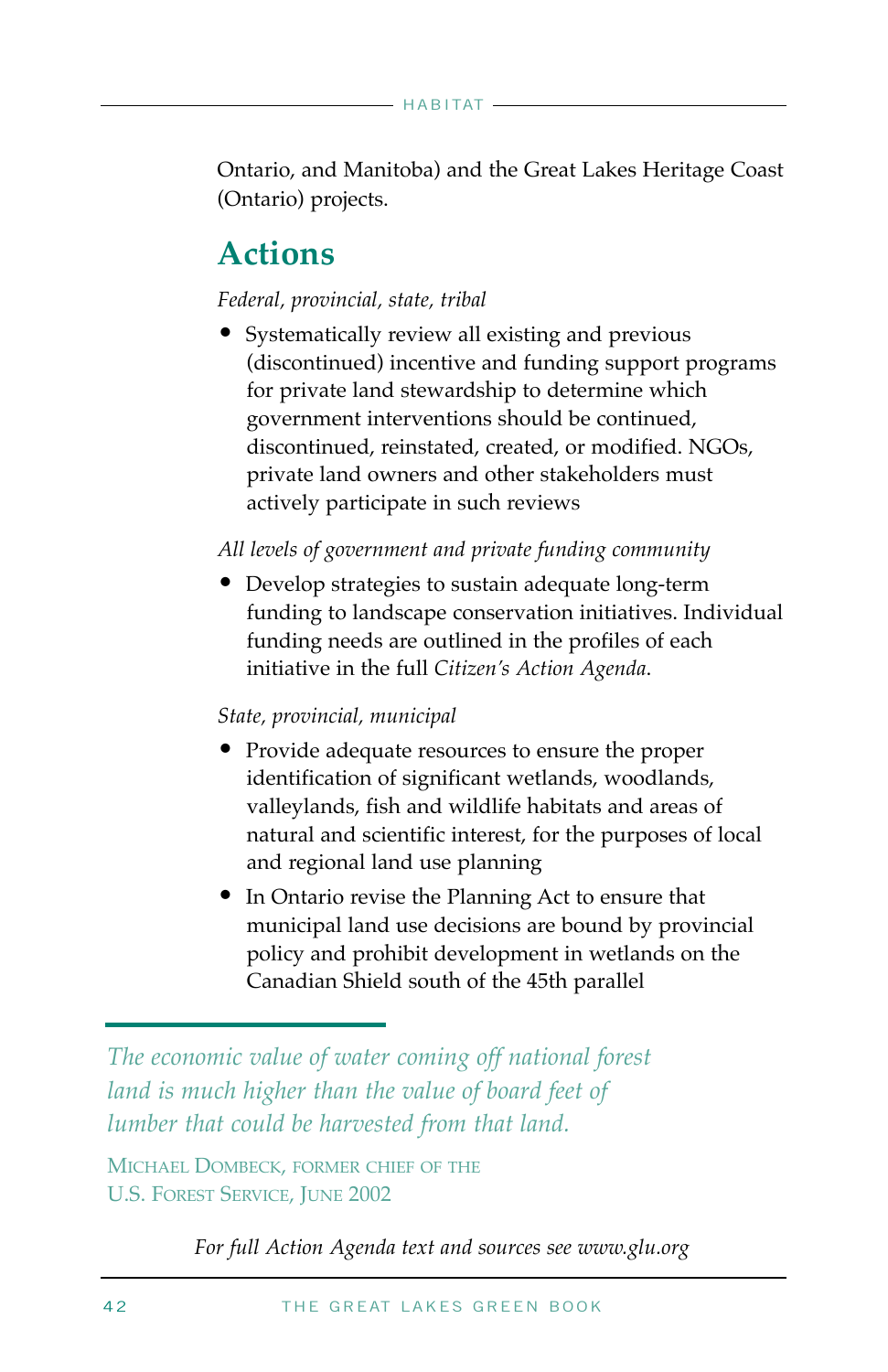Ontario, and Manitoba) and the Great Lakes Heritage Coast (Ontario) projects.

## Actions

*Federal, provincial, state, tribal*

- Systematically review all existing and previous (discontinued) incentive and funding support programs for private land stewardship to determine which government interventions should be continued, discontinued, reinstated, created, or modified. NGOs, private land owners and other stakeholders must actively participate in such reviews

*All levels of government and private funding community*

- Develop strategies to sustain adequate long-term funding to landscape conservation initiatives. Individual funding needs are outlined in the profiles of each initiative in the full *Citizen's Action Agenda*.

*State, provincial, municipal*

- Provide adequate resources to ensure the proper identification of significant wetlands, woodlands, valleylands, fish and wildlife habitats and areas of natural and scientific interest, for the purposes of local and regional land use planning
- In Ontario revise the Planning Act to ensure that municipal land use decisions are bound by provincial policy and prohibit development in wetlands on the Canadian Shield south of the 45th parallel

*The economic value of water coming off national forest land is much higher than the value of board feet of lumber that could be harvested from that land.*

Michael Dombeck, former chief of the U.S. Forest Service, June 2002

*For full Action Agenda text and sources see www.glu.org*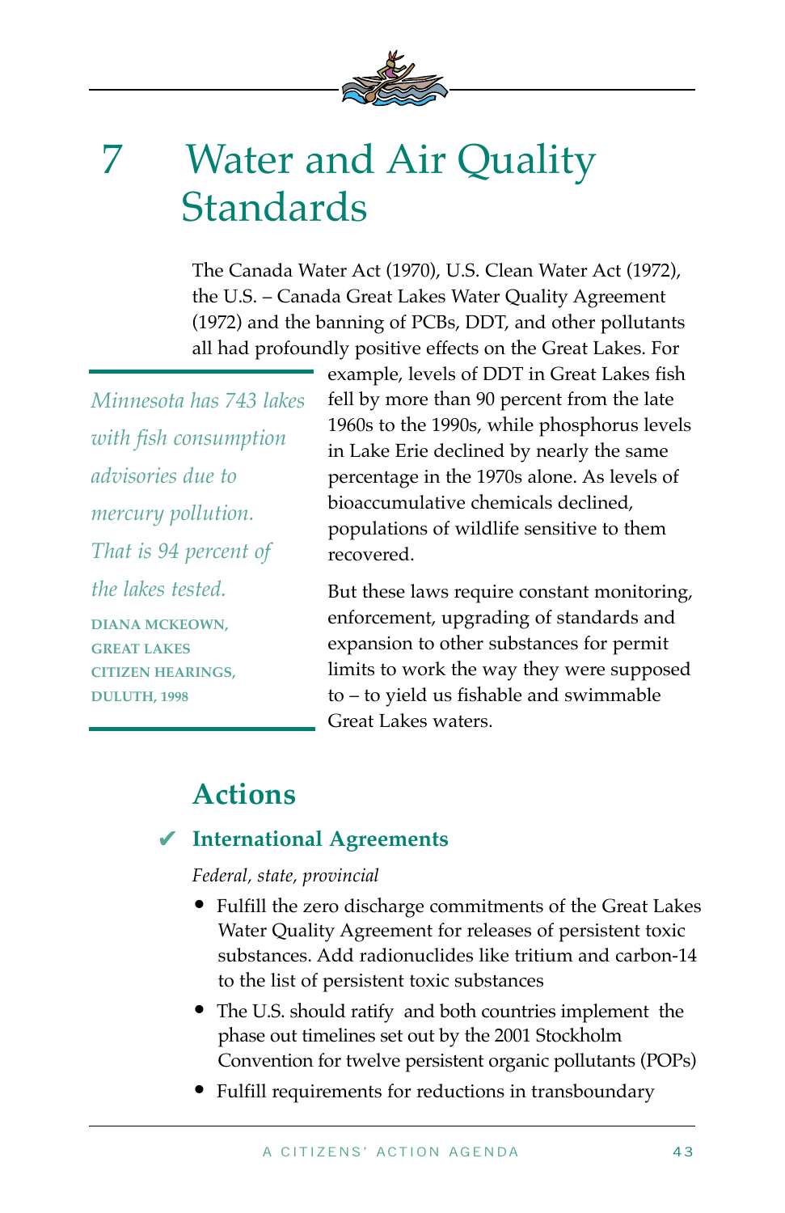# 7 Water and Air Quality Standards

The Canada Water Act (1970), U.S. Clean Water Act (1972), the U.S. – Canada Great Lakes Water Quality Agreement (1972) and the banning of PCBs, DDT, and other pollutants all had profoundly positive effects on the Great Lakes. For example, levels of DDT in Great Lakes fish fell by more than 90 percent from the late 1960s to the 1990s, while phosphorus levels in Lake Erie declined by nearly the same percentage in the 1970s alone. As levels of bioaccumulative chemicals declined, populations of wildlife sensitive to them recovered.

> *Minnesota has 743 lakes with fish consumption advisories due to mercury pollution. That is 94 percent of the lakes tested.*
>
> **DIANA MCKEOWN, GREAT LAKES CITIZEN HEARINGS, DULUTH, 1998**

But these laws require constant monitoring, enforcement, upgrading of standards and expansion to other substances for permit limits to work the way they were supposed to – to yield us fishable and swimmable Great Lakes waters.

## Actions

### ✔ International Agreements

*Federal, state, provincial*

- Fulfill the zero discharge commitments of the Great Lakes Water Quality Agreement for releases of persistent toxic substances. Add radionuclides like tritium and carbon-14 to the list of persistent toxic substances
- The U.S. should ratify and both countries implement the phase out timelines set out by the 2001 Stockholm Convention for twelve persistent organic pollutants (POPs)
- Fulfill requirements for reductions in transboundary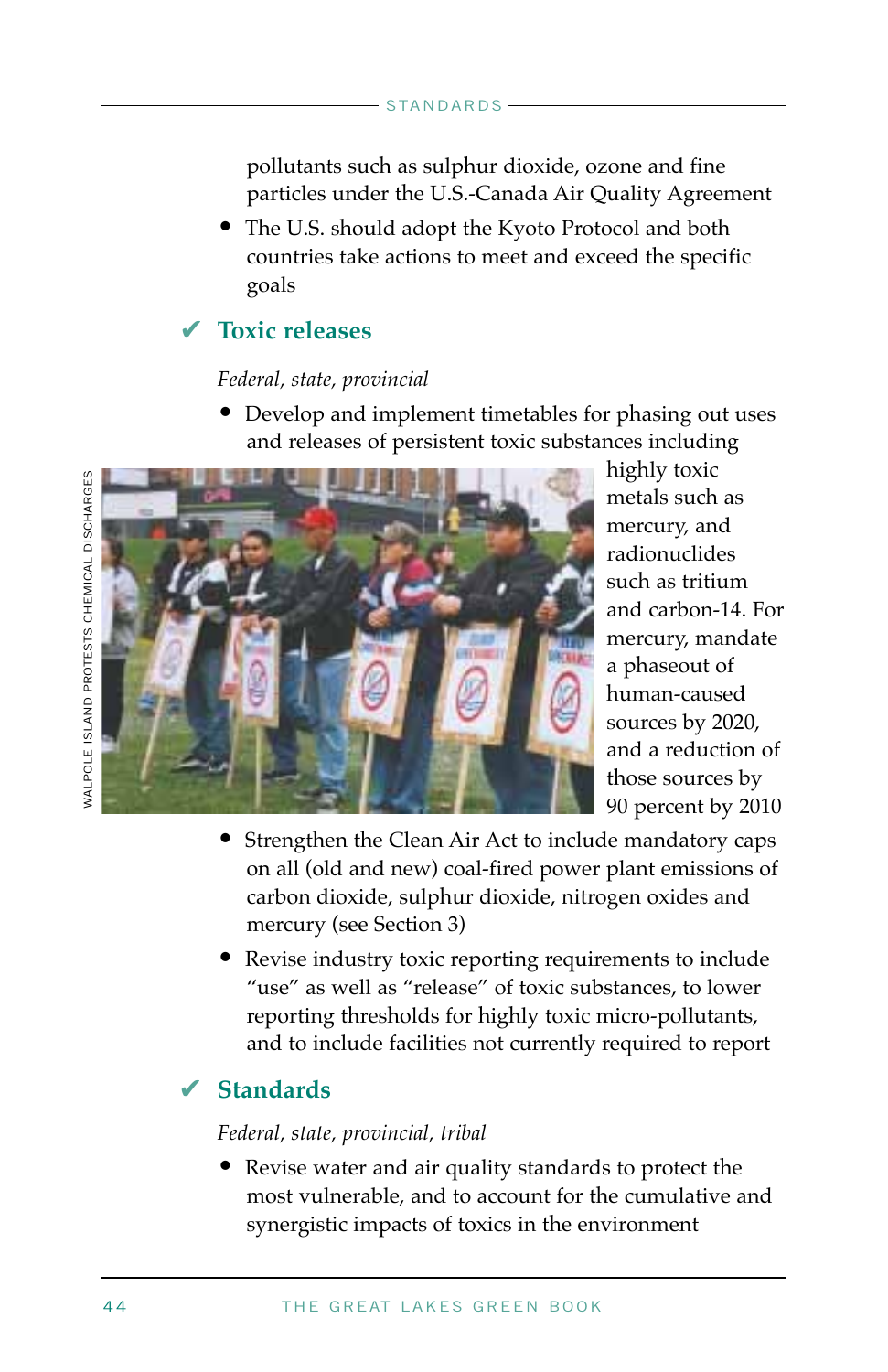pollutants such as sulphur dioxide, ozone and fine particles under the U.S.-Canada Air Quality Agreement

- The U.S. should adopt the Kyoto Protocol and both countries take actions to meet and exceed the specific goals

## ✔ Toxic releases

*Federal, state, provincial*

- Develop and implement timetables for phasing out uses and releases of persistent toxic substances including highly toxic metals such as mercury, and radionuclides such as tritium and carbon-14. For mercury, mandate a phaseout of human-caused sources by 2020, and a reduction of those sources by 90 percent by 2010

WALPOLE ISLAND PROTESTS CHEMICAL DISCHARGES

- Strengthen the Clean Air Act to include mandatory caps on all (old and new) coal-fired power plant emissions of carbon dioxide, sulphur dioxide, nitrogen oxides and mercury (see Section 3)
- Revise industry toxic reporting requirements to include "use" as well as "release" of toxic substances, to lower reporting thresholds for highly toxic micro-pollutants, and to include facilities not currently required to report

## ✔ Standards

*Federal, state, provincial, tribal*

- Revise water and air quality standards to protect the most vulnerable, and to account for the cumulative and synergistic impacts of toxics in the environment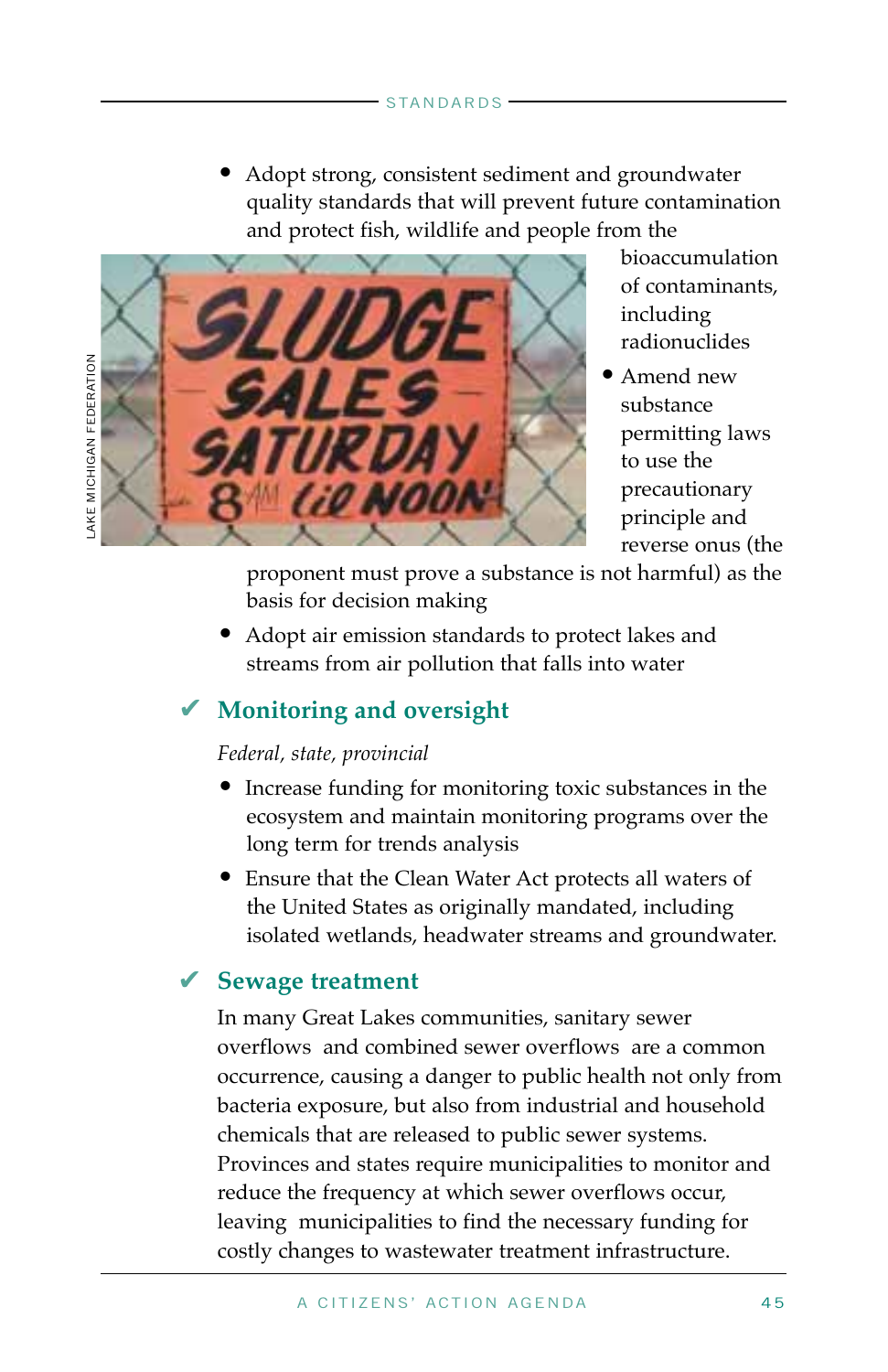- Adopt strong, consistent sediment and groundwater quality standards that will prevent future contamination and protect fish, wildlife and people from the bioaccumulation of contaminants, including radionuclides
- Amend new substance permitting laws to use the precautionary principle and reverse onus (the proponent must prove a substance is not harmful) as the basis for decision making
- Adopt air emission standards to protect lakes and streams from air pollution that falls into water

LAKE MICHIGAN FEDERATION

## ✔ Monitoring and oversight

*Federal, state, provincial*

- Increase funding for monitoring toxic substances in the ecosystem and maintain monitoring programs over the long term for trends analysis
- Ensure that the Clean Water Act protects all waters of the United States as originally mandated, including isolated wetlands, headwater streams and groundwater.

## ✔ Sewage treatment

In many Great Lakes communities, sanitary sewer overflows and combined sewer overflows are a common occurrence, causing a danger to public health not only from bacteria exposure, but also from industrial and household chemicals that are released to public sewer systems. Provinces and states require municipalities to monitor and reduce the frequency at which sewer overflows occur, leaving municipalities to find the necessary funding for costly changes to wastewater treatment infrastructure.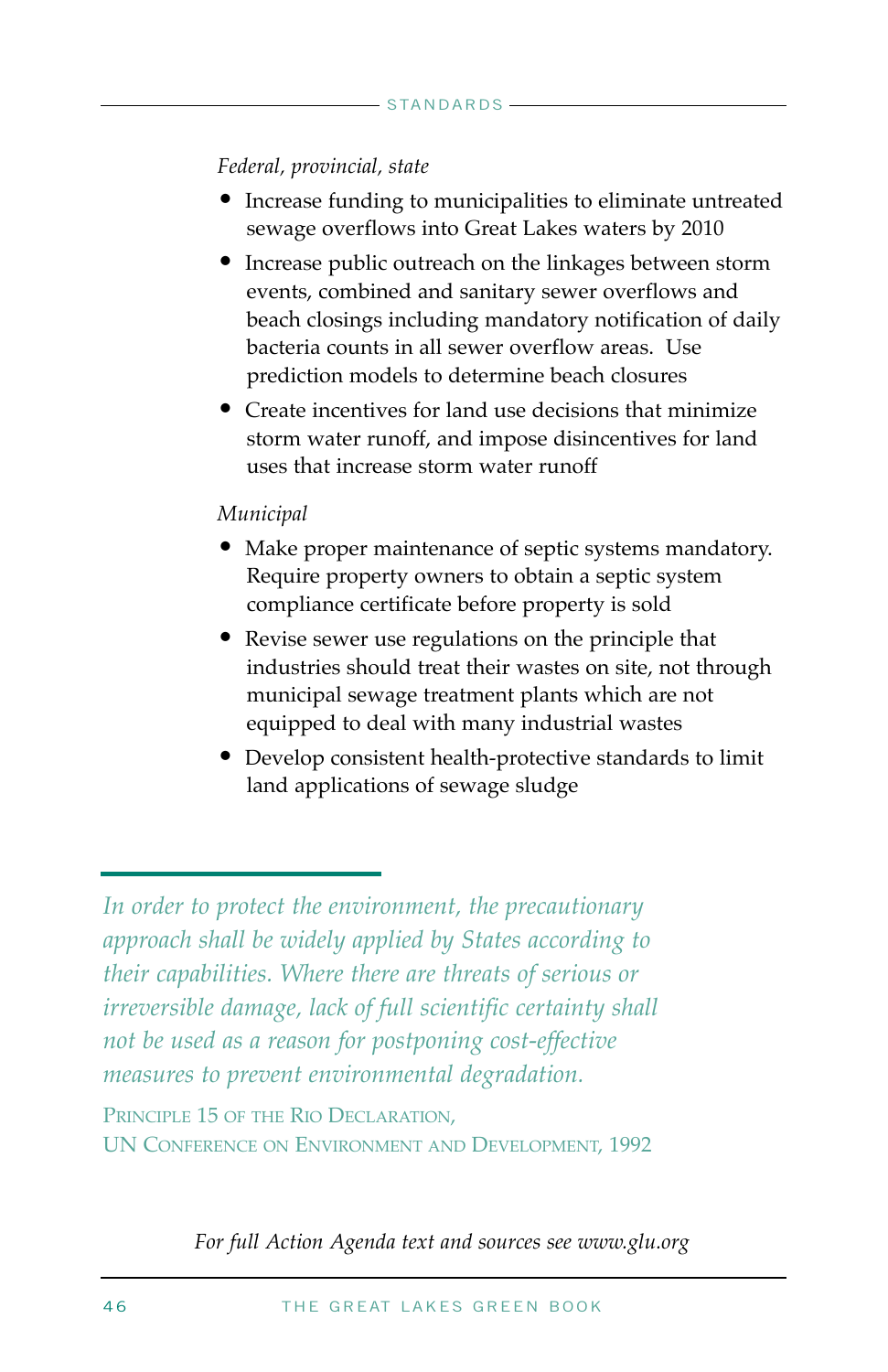*Federal, provincial, state*

- Increase funding to municipalities to eliminate untreated sewage overflows into Great Lakes waters by 2010
- Increase public outreach on the linkages between storm events, combined and sanitary sewer overflows and beach closings including mandatory notification of daily bacteria counts in all sewer overflow areas. Use prediction models to determine beach closures
- Create incentives for land use decisions that minimize storm water runoff, and impose disincentives for land uses that increase storm water runoff

*Municipal*

- Make proper maintenance of septic systems mandatory. Require property owners to obtain a septic system compliance certificate before property is sold
- Revise sewer use regulations on the principle that industries should treat their wastes on site, not through municipal sewage treatment plants which are not equipped to deal with many industrial wastes
- Develop consistent health-protective standards to limit land applications of sewage sludge

*In order to protect the environment, the precautionary approach shall be widely applied by States according to their capabilities. Where there are threats of serious or irreversible damage, lack of full scientific certainty shall not be used as a reason for postponing cost-effective measures to prevent environmental degradation.*

Principle 15 of the Rio Declaration,
UN Conference on Environment and Development, 1992

*For full Action Agenda text and sources see www.glu.org*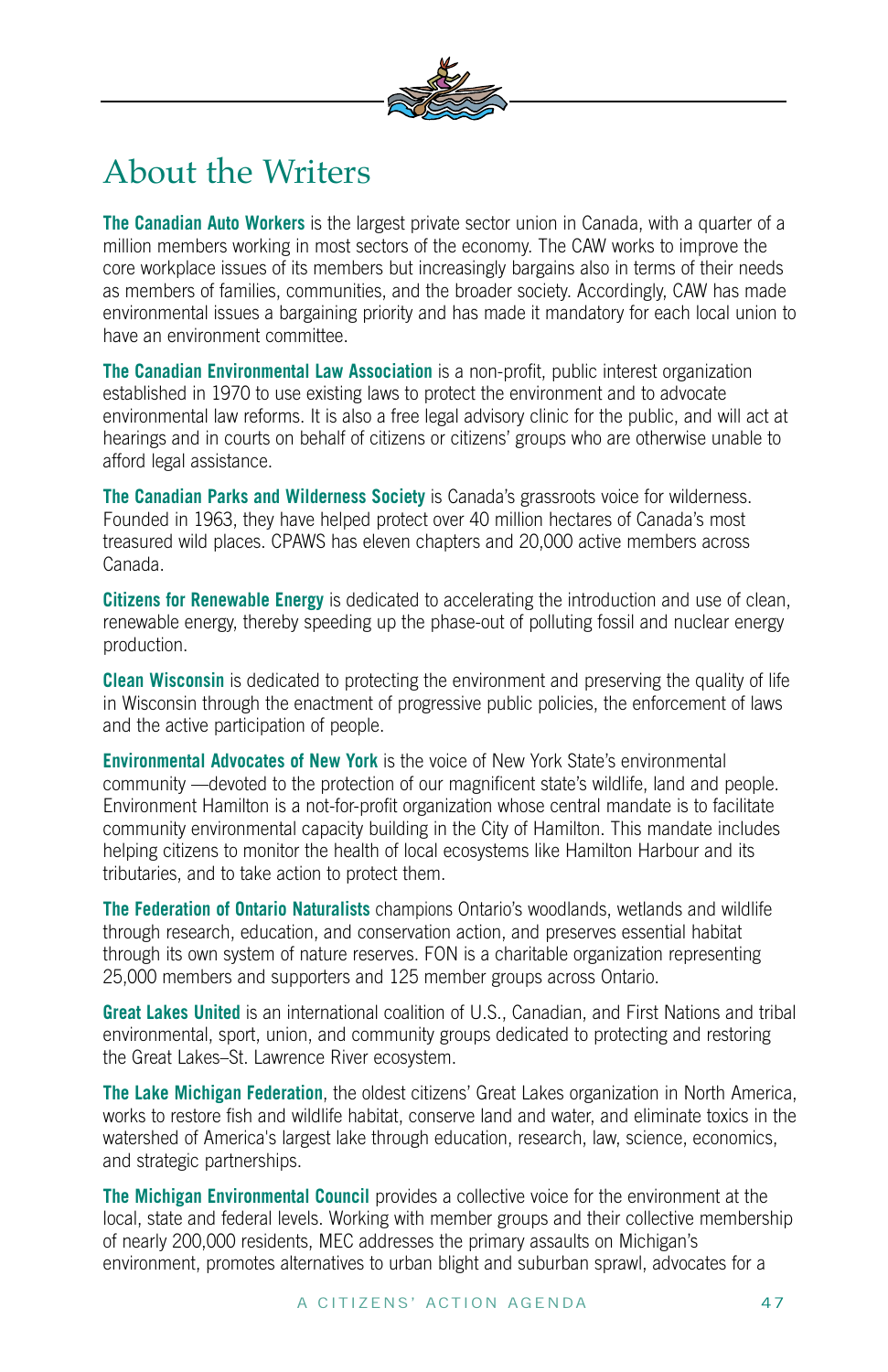# About the Writers

**The Canadian Auto Workers** is the largest private sector union in Canada, with a quarter of a million members working in most sectors of the economy. The CAW works to improve the core workplace issues of its members but increasingly bargains also in terms of their needs as members of families, communities, and the broader society. Accordingly, CAW has made environmental issues a bargaining priority and has made it mandatory for each local union to have an environment committee.

**The Canadian Environmental Law Association** is a non-profit, public interest organization established in 1970 to use existing laws to protect the environment and to advocate environmental law reforms. It is also a free legal advisory clinic for the public, and will act at hearings and in courts on behalf of citizens or citizens' groups who are otherwise unable to afford legal assistance.

**The Canadian Parks and Wilderness Society** is Canada's grassroots voice for wilderness. Founded in 1963, they have helped protect over 40 million hectares of Canada's most treasured wild places. CPAWS has eleven chapters and 20,000 active members across Canada.

**Citizens for Renewable Energy** is dedicated to accelerating the introduction and use of clean, renewable energy, thereby speeding up the phase-out of polluting fossil and nuclear energy production.

**Clean Wisconsin** is dedicated to protecting the environment and preserving the quality of life in Wisconsin through the enactment of progressive public policies, the enforcement of laws and the active participation of people.

**Environmental Advocates of New York** is the voice of New York State's environmental community —devoted to the protection of our magnificent state's wildlife, land and people. Environment Hamilton is a not-for-profit organization whose central mandate is to facilitate community environmental capacity building in the City of Hamilton. This mandate includes helping citizens to monitor the health of local ecosystems like Hamilton Harbour and its tributaries, and to take action to protect them.

**The Federation of Ontario Naturalists** champions Ontario's woodlands, wetlands and wildlife through research, education, and conservation action, and preserves essential habitat through its own system of nature reserves. FON is a charitable organization representing 25,000 members and supporters and 125 member groups across Ontario.

**Great Lakes United** is an international coalition of U.S., Canadian, and First Nations and tribal environmental, sport, union, and community groups dedicated to protecting and restoring the Great Lakes–St. Lawrence River ecosystem.

**The Lake Michigan Federation**, the oldest citizens' Great Lakes organization in North America, works to restore fish and wildlife habitat, conserve land and water, and eliminate toxics in the watershed of America's largest lake through education, research, law, science, economics, and strategic partnerships.

**The Michigan Environmental Council** provides a collective voice for the environment at the local, state and federal levels. Working with member groups and their collective membership of nearly 200,000 residents, MEC addresses the primary assaults on Michigan's environment, promotes alternatives to urban blight and suburban sprawl, advocates for a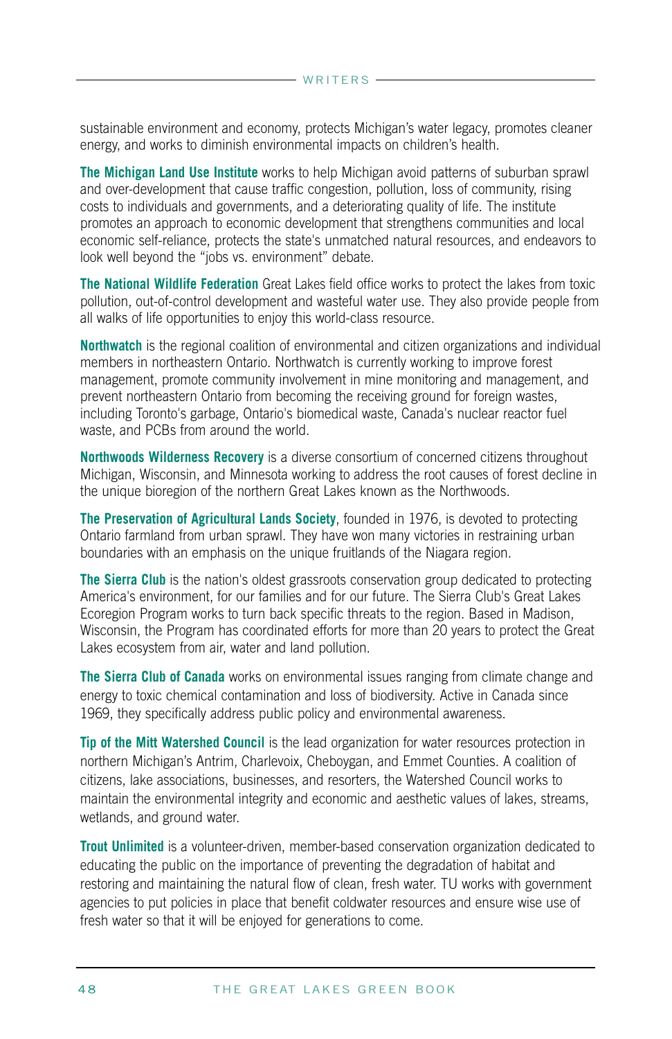sustainable environment and economy, protects Michigan's water legacy, promotes cleaner energy, and works to diminish environmental impacts on children's health.

**The Michigan Land Use Institute** works to help Michigan avoid patterns of suburban sprawl and over-development that cause traffic congestion, pollution, loss of community, rising costs to individuals and governments, and a deteriorating quality of life. The institute promotes an approach to economic development that strengthens communities and local economic self-reliance, protects the state's unmatched natural resources, and endeavors to look well beyond the "jobs vs. environment" debate.

**The National Wildlife Federation** Great Lakes field office works to protect the lakes from toxic pollution, out-of-control development and wasteful water use. They also provide people from all walks of life opportunities to enjoy this world-class resource.

**Northwatch** is the regional coalition of environmental and citizen organizations and individual members in northeastern Ontario. Northwatch is currently working to improve forest management, promote community involvement in mine monitoring and management, and prevent northeastern Ontario from becoming the receiving ground for foreign wastes, including Toronto's garbage, Ontario's biomedical waste, Canada's nuclear reactor fuel waste, and PCBs from around the world.

**Northwoods Wilderness Recovery** is a diverse consortium of concerned citizens throughout Michigan, Wisconsin, and Minnesota working to address the root causes of forest decline in the unique bioregion of the northern Great Lakes known as the Northwoods.

**The Preservation of Agricultural Lands Society**, founded in 1976, is devoted to protecting Ontario farmland from urban sprawl. They have won many victories in restraining urban boundaries with an emphasis on the unique fruitlands of the Niagara region.

**The Sierra Club** is the nation's oldest grassroots conservation group dedicated to protecting America's environment, for our families and for our future. The Sierra Club's Great Lakes Ecoregion Program works to turn back specific threats to the region. Based in Madison, Wisconsin, the Program has coordinated efforts for more than 20 years to protect the Great Lakes ecosystem from air, water and land pollution.

**The Sierra Club of Canada** works on environmental issues ranging from climate change and energy to toxic chemical contamination and loss of biodiversity. Active in Canada since 1969, they specifically address public policy and environmental awareness.

**Tip of the Mitt Watershed Council** is the lead organization for water resources protection in northern Michigan's Antrim, Charlevoix, Cheboygan, and Emmet Counties. A coalition of citizens, lake associations, businesses, and resorters, the Watershed Council works to maintain the environmental integrity and economic and aesthetic values of lakes, streams, wetlands, and ground water.

**Trout Unlimited** is a volunteer-driven, member-based conservation organization dedicated to educating the public on the importance of preventing the degradation of habitat and restoring and maintaining the natural flow of clean, fresh water. TU works with government agencies to put policies in place that benefit coldwater resources and ensure wise use of fresh water so that it will be enjoyed for generations to come.